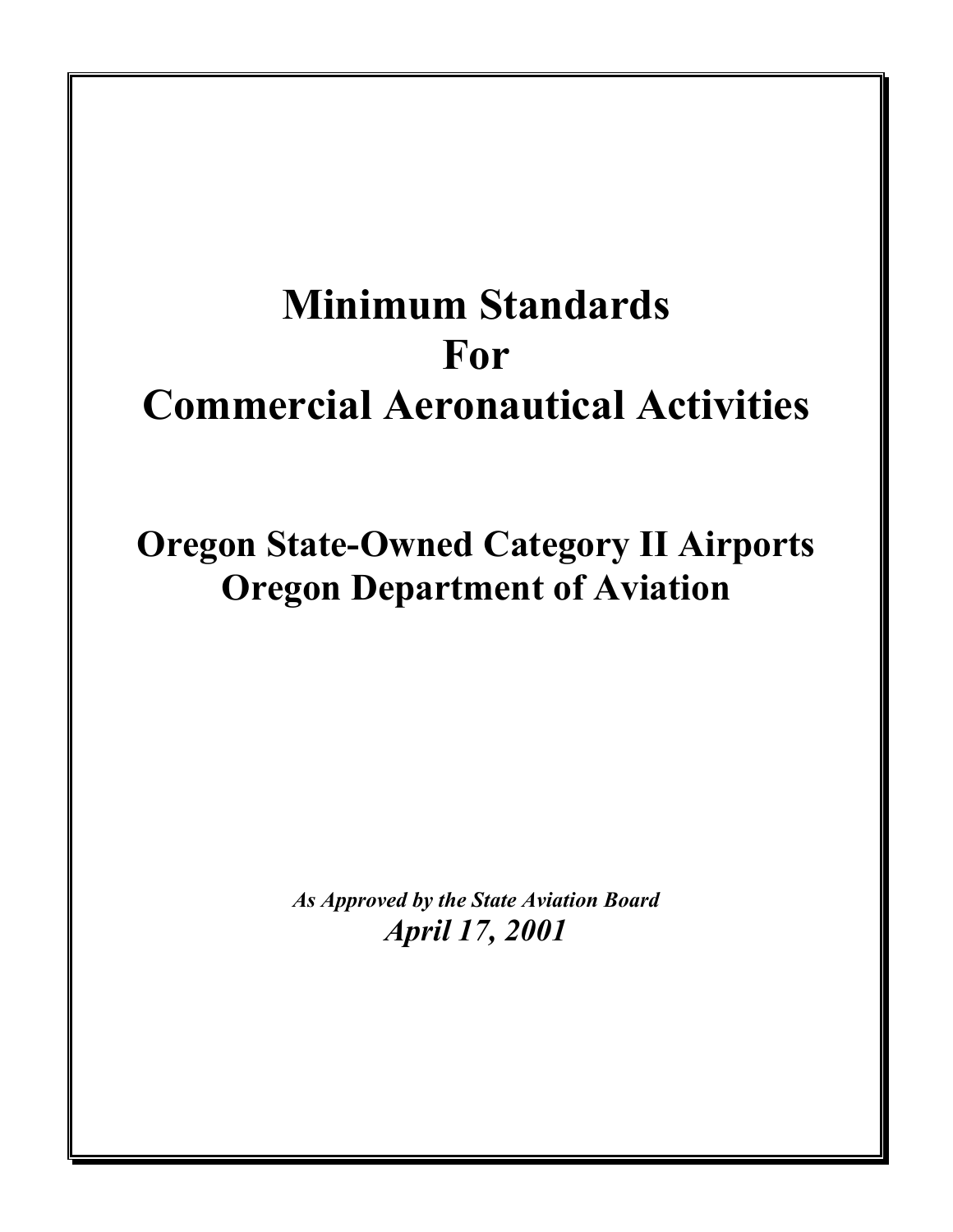# Minimum Standards For Commercial Aeronautical Activities

## Oregon State-Owned Category II Airports
## Oregon Department of Aviation

***As Approved by the State Aviation Board***

***April 17, 2001***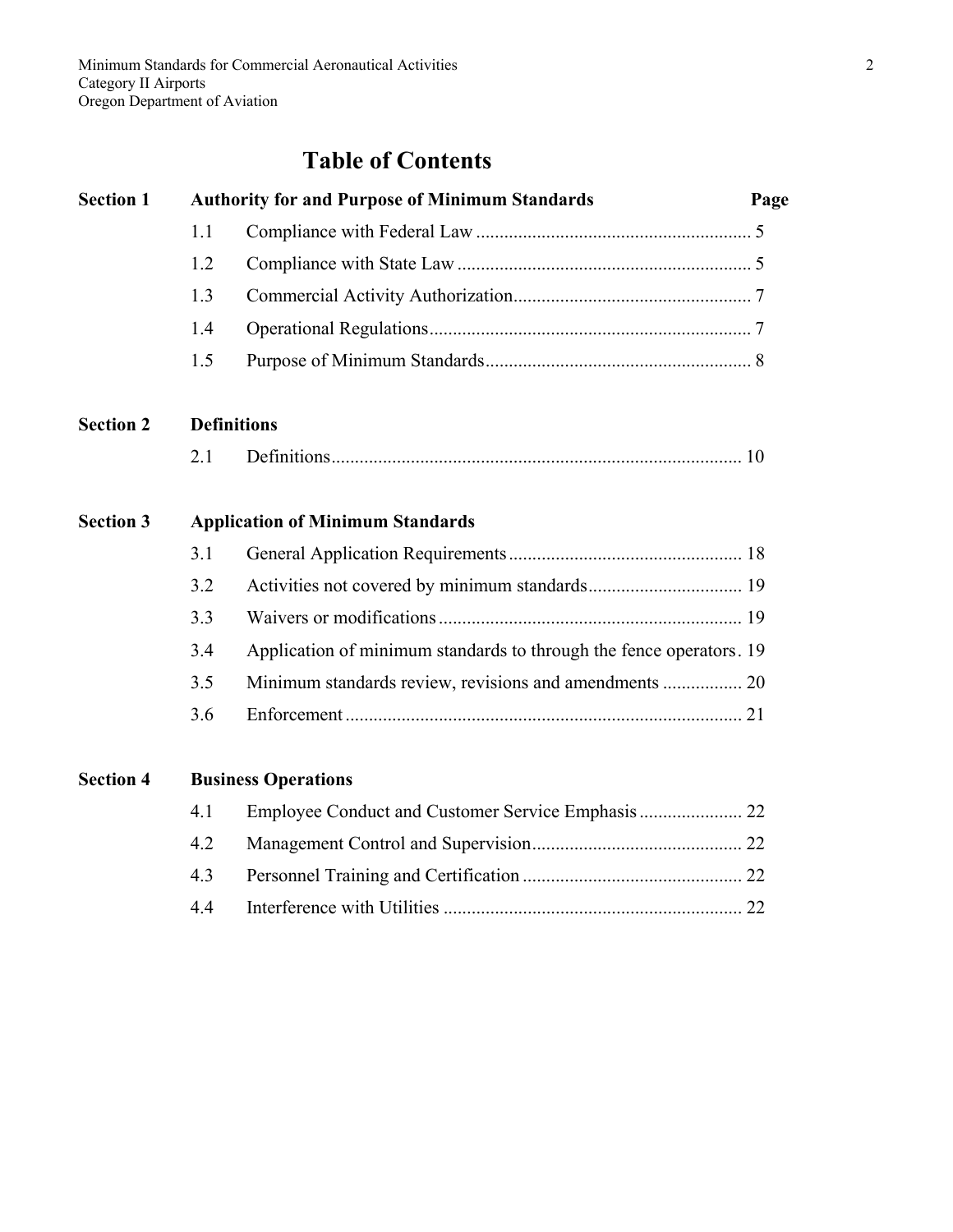# Table of Contents

| | | | Page |
|---|---|---|---|
| **Section 1** | **Authority for and Purpose of Minimum Standards** | | |
| | 1.1 | Compliance with Federal Law | 5 |
| | 1.2 | Compliance with State Law | 5 |
| | 1.3 | Commercial Activity Authorization | 7 |
| | 1.4 | Operational Regulations | 7 |
| | 1.5 | Purpose of Minimum Standards | 8 |
| **Section 2** | **Definitions** | | |
| | 2.1 | Definitions | 10 |
| **Section 3** | **Application of Minimum Standards** | | |
| | 3.1 | General Application Requirements | 18 |
| | 3.2 | Activities not covered by minimum standards | 19 |
| | 3.3 | Waivers or modifications | 19 |
| | 3.4 | Application of minimum standards to through the fence operators | 19 |
| | 3.5 | Minimum standards review, revisions and amendments | 20 |
| | 3.6 | Enforcement | 21 |
| **Section 4** | **Business Operations** | | |
| | 4.1 | Employee Conduct and Customer Service Emphasis | 22 |
| | 4.2 | Management Control and Supervision | 22 |
| | 4.3 | Personnel Training and Certification | 22 |
| | 4.4 | Interference with Utilities | 22 |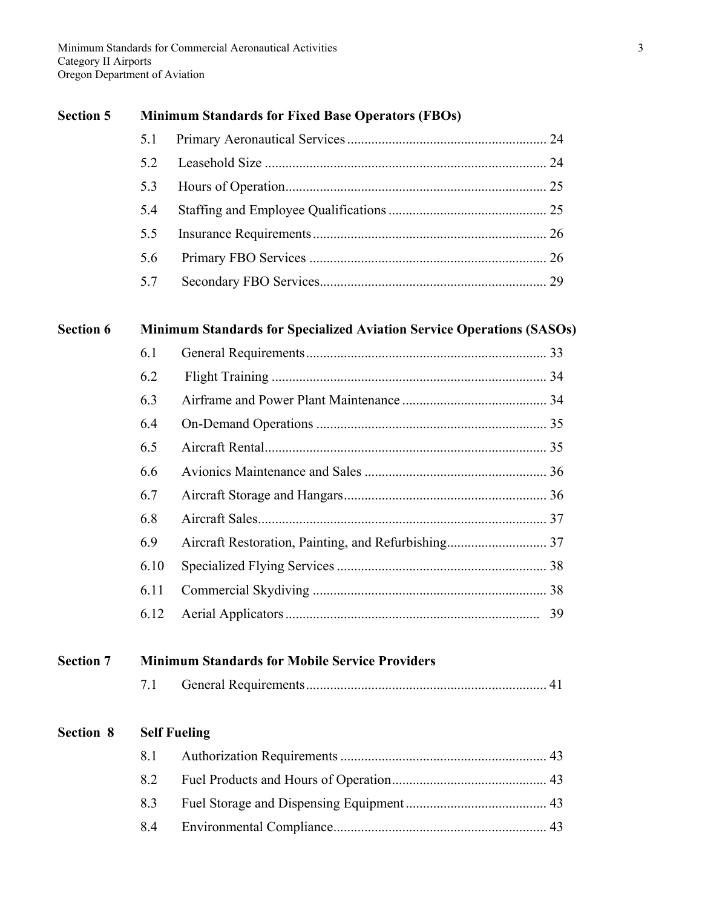| | | |
|---|---|---|
| **Section 5** | **Minimum Standards for Fixed Base Operators (FBOs)** | |
| | 5.1 Primary Aeronautical Services | 24 |
| | 5.2 Leasehold Size | 24 |
| | 5.3 Hours of Operation | 25 |
| | 5.4 Staffing and Employee Qualifications | 25 |
| | 5.5 Insurance Requirements | 26 |
| | 5.6 Primary FBO Services | 26 |
| | 5.7 Secondary FBO Services | 29 |
| **Section 6** | **Minimum Standards for Specialized Aviation Service Operations (SASOs)** | |
| | 6.1 General Requirements | 33 |
| | 6.2 Flight Training | 34 |
| | 6.3 Airframe and Power Plant Maintenance | 34 |
| | 6.4 On-Demand Operations | 35 |
| | 6.5 Aircraft Rental | 35 |
| | 6.6 Avionics Maintenance and Sales | 36 |
| | 6.7 Aircraft Storage and Hangars | 36 |
| | 6.8 Aircraft Sales | 37 |
| | 6.9 Aircraft Restoration, Painting, and Refurbishing | 37 |
| | 6.10 Specialized Flying Services | 38 |
| | 6.11 Commercial Skydiving | 38 |
| | 6.12 Aerial Applicators | 39 |
| **Section 7** | **Minimum Standards for Mobile Service Providers** | |
| | 7.1 General Requirements | 41 |
| **Section 8** | **Self Fueling** | |
| | 8.1 Authorization Requirements | 43 |
| | 8.2 Fuel Products and Hours of Operation | 43 |
| | 8.3 Fuel Storage and Dispensing Equipment | 43 |
| | 8.4 Environmental Compliance | 43 |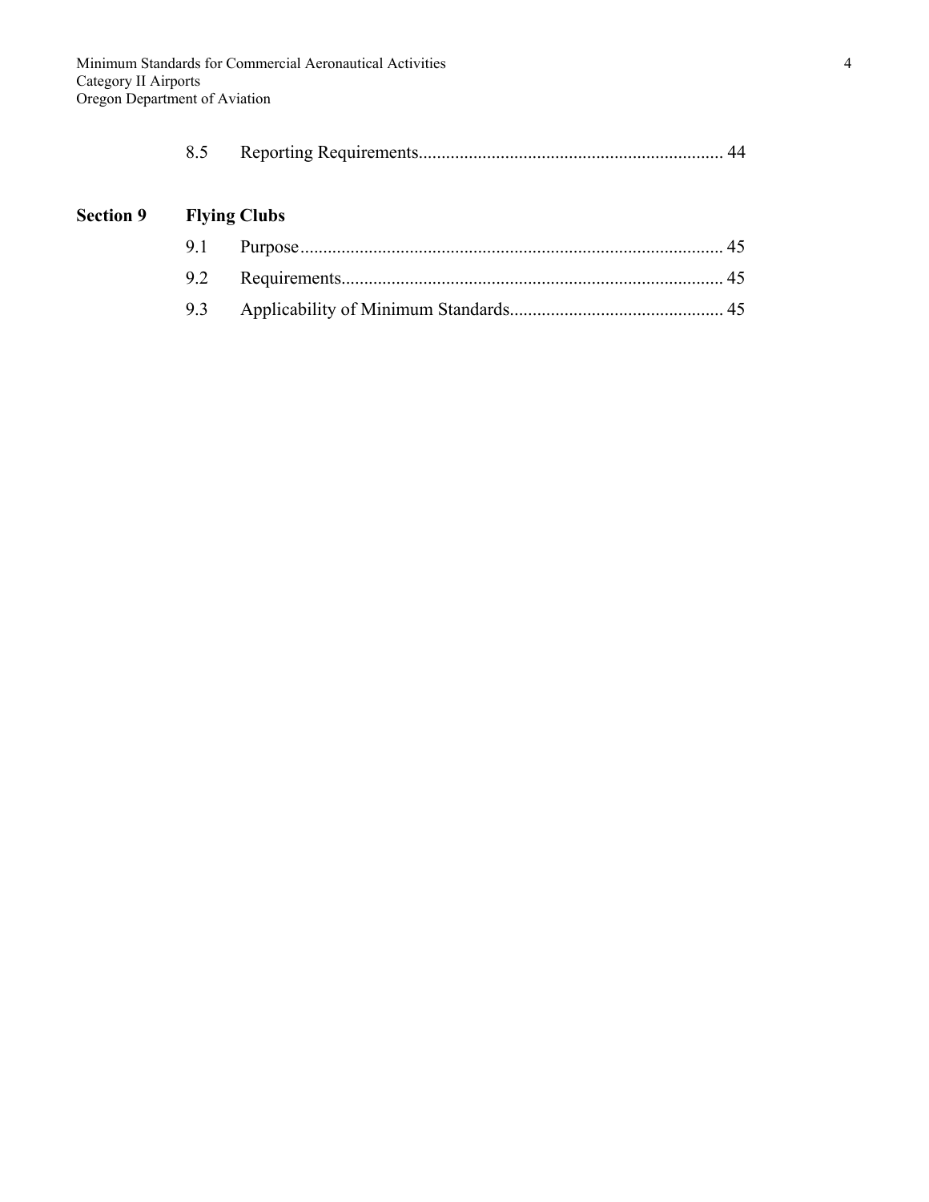| | | |
|---|---|---|
| 8.5 | Reporting Requirements | 44 |

**Section 9 Flying Clubs**

| | | |
|---|---|---|
| 9.1 | Purpose | 45 |
| 9.2 | Requirements | 45 |
| 9.3 | Applicability of Minimum Standards | 45 |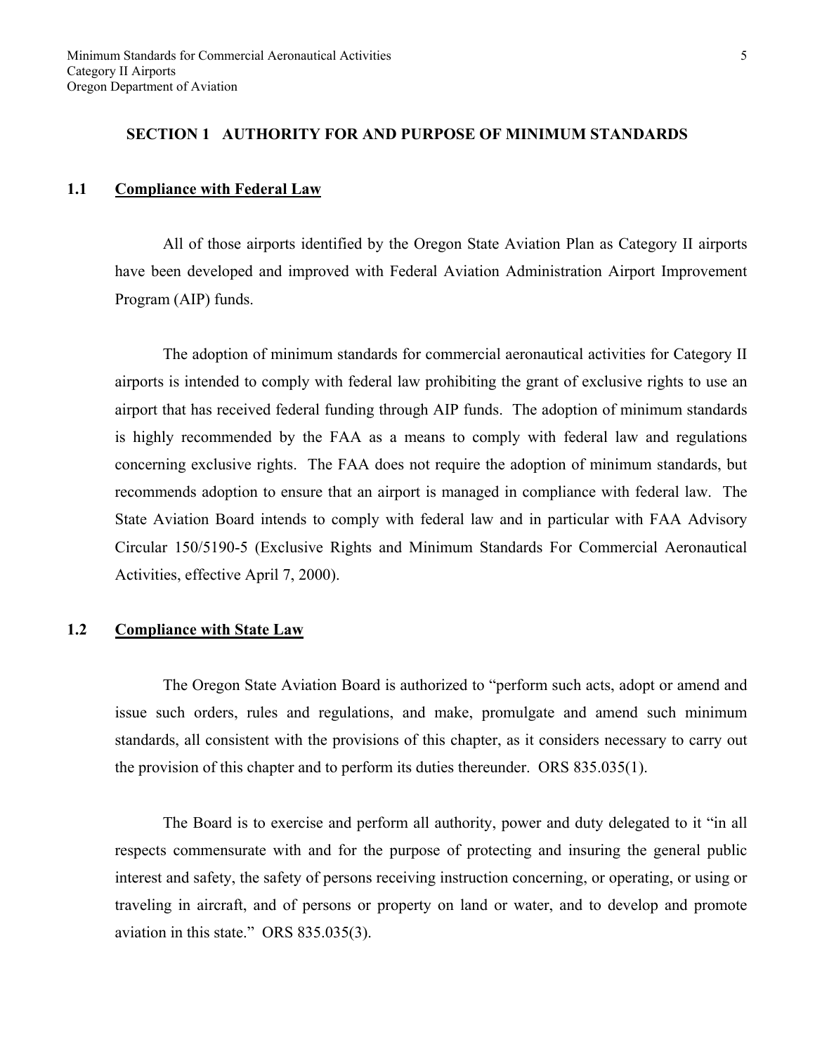## SECTION 1 AUTHORITY FOR AND PURPOSE OF MINIMUM STANDARDS

### 1.1 Compliance with Federal Law

All of those airports identified by the Oregon State Aviation Plan as Category II airports have been developed and improved with Federal Aviation Administration Airport Improvement Program (AIP) funds.

The adoption of minimum standards for commercial aeronautical activities for Category II airports is intended to comply with federal law prohibiting the grant of exclusive rights to use an airport that has received federal funding through AIP funds. The adoption of minimum standards is highly recommended by the FAA as a means to comply with federal law and regulations concerning exclusive rights. The FAA does not require the adoption of minimum standards, but recommends adoption to ensure that an airport is managed in compliance with federal law. The State Aviation Board intends to comply with federal law and in particular with FAA Advisory Circular 150/5190-5 (Exclusive Rights and Minimum Standards For Commercial Aeronautical Activities, effective April 7, 2000).

### 1.2 Compliance with State Law

The Oregon State Aviation Board is authorized to "perform such acts, adopt or amend and issue such orders, rules and regulations, and make, promulgate and amend such minimum standards, all consistent with the provisions of this chapter, as it considers necessary to carry out the provision of this chapter and to perform its duties thereunder. ORS 835.035(1).

The Board is to exercise and perform all authority, power and duty delegated to it "in all respects commensurate with and for the purpose of protecting and insuring the general public interest and safety, the safety of persons receiving instruction concerning, or operating, or using or traveling in aircraft, and of persons or property on land or water, and to develop and promote aviation in this state." ORS 835.035(3).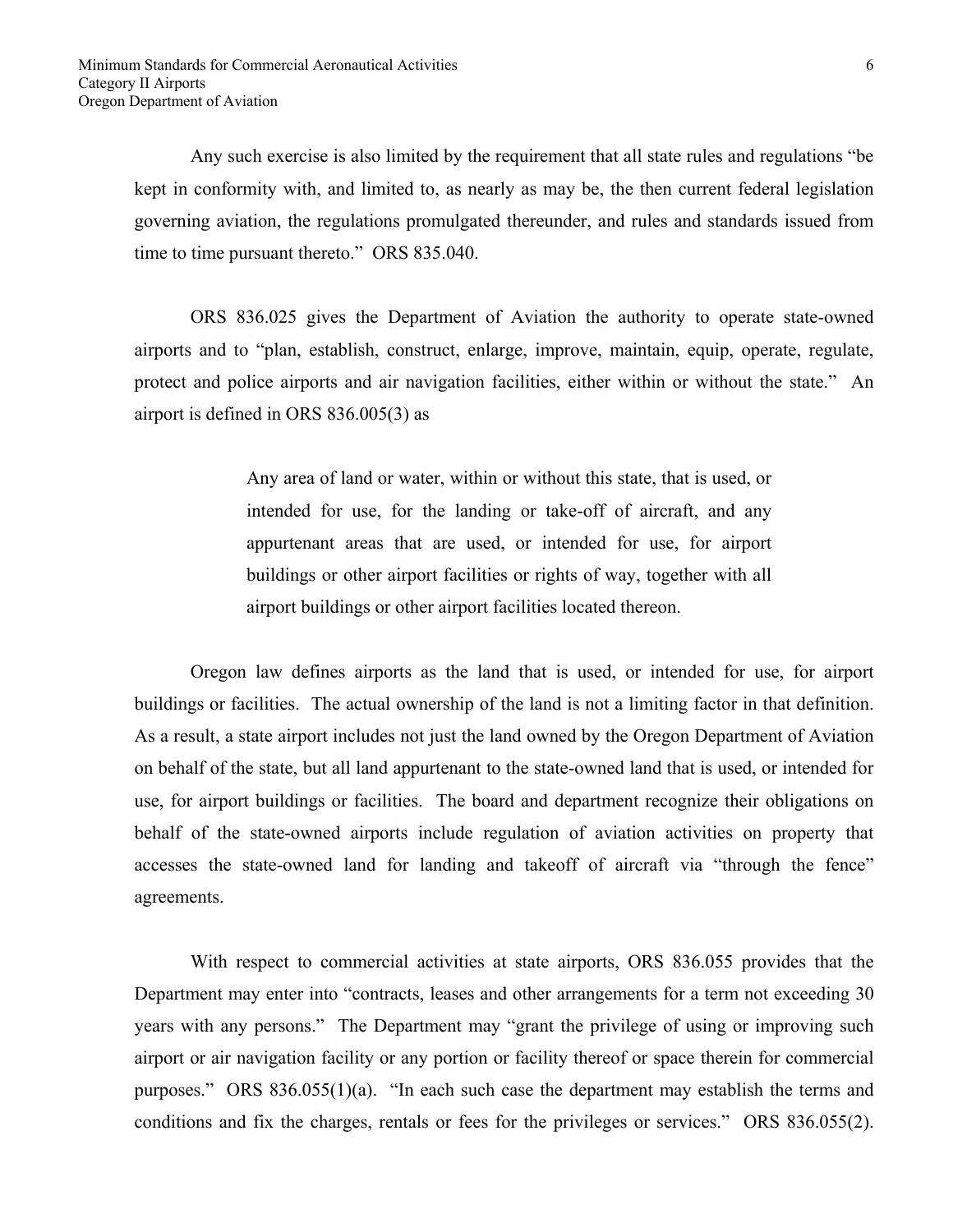Any such exercise is also limited by the requirement that all state rules and regulations "be kept in conformity with, and limited to, as nearly as may be, the then current federal legislation governing aviation, the regulations promulgated thereunder, and rules and standards issued from time to time pursuant thereto." ORS 835.040.

ORS 836.025 gives the Department of Aviation the authority to operate state-owned airports and to "plan, establish, construct, enlarge, improve, maintain, equip, operate, regulate, protect and police airports and air navigation facilities, either within or without the state." An airport is defined in ORS 836.005(3) as

> Any area of land or water, within or without this state, that is used, or intended for use, for the landing or take-off of aircraft, and any appurtenant areas that are used, or intended for use, for airport buildings or other airport facilities or rights of way, together with all airport buildings or other airport facilities located thereon.

Oregon law defines airports as the land that is used, or intended for use, for airport buildings or facilities. The actual ownership of the land is not a limiting factor in that definition. As a result, a state airport includes not just the land owned by the Oregon Department of Aviation on behalf of the state, but all land appurtenant to the state-owned land that is used, or intended for use, for airport buildings or facilities. The board and department recognize their obligations on behalf of the state-owned airports include regulation of aviation activities on property that accesses the state-owned land for landing and takeoff of aircraft via "through the fence" agreements.

With respect to commercial activities at state airports, ORS 836.055 provides that the Department may enter into "contracts, leases and other arrangements for a term not exceeding 30 years with any persons." The Department may "grant the privilege of using or improving such airport or air navigation facility or any portion or facility thereof or space therein for commercial purposes." ORS 836.055(1)(a). "In each such case the department may establish the terms and conditions and fix the charges, rentals or fees for the privileges or services." ORS 836.055(2).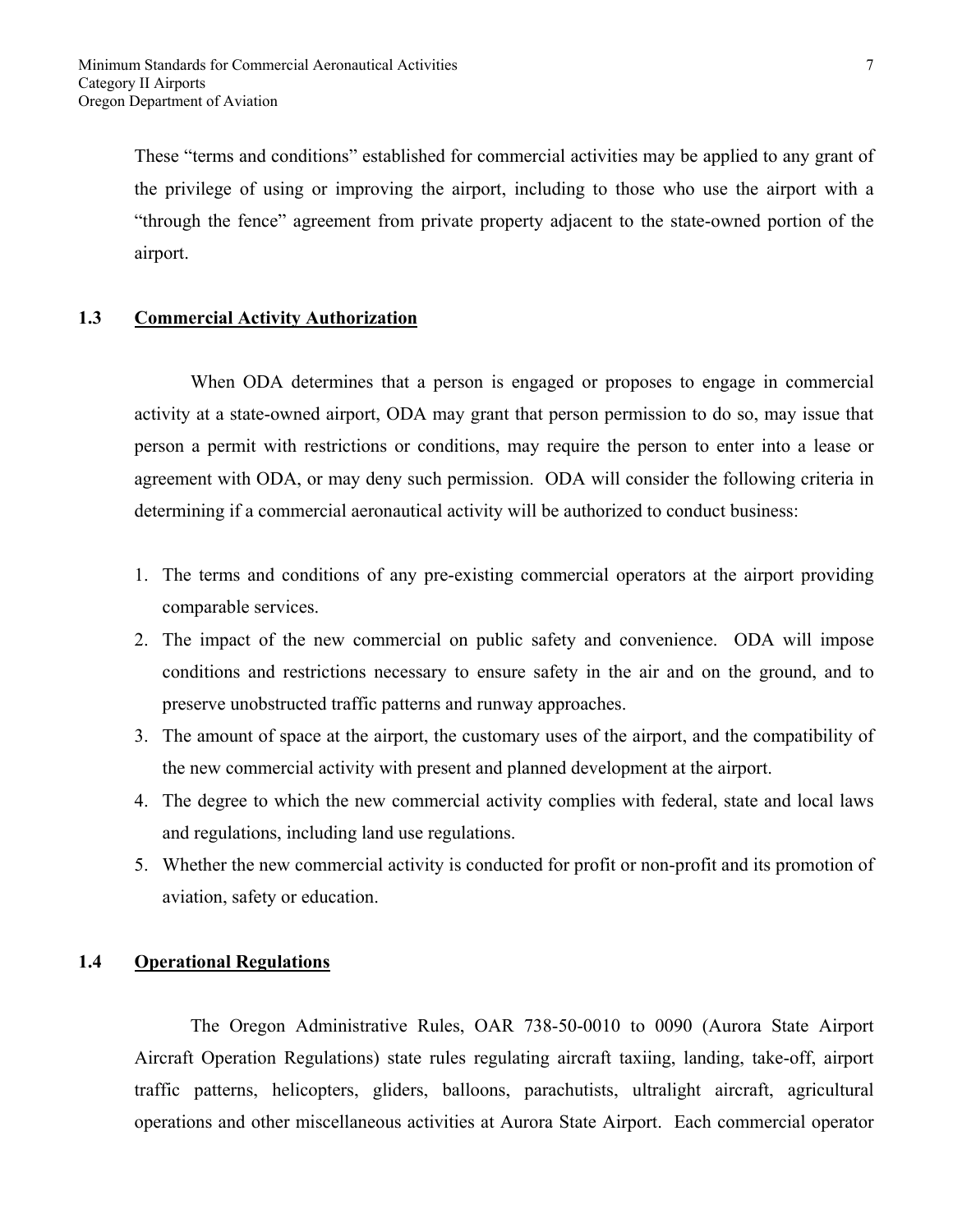These "terms and conditions" established for commercial activities may be applied to any grant of the privilege of using or improving the airport, including to those who use the airport with a "through the fence" agreement from private property adjacent to the state-owned portion of the airport.

## 1.3 Commercial Activity Authorization

When ODA determines that a person is engaged or proposes to engage in commercial activity at a state-owned airport, ODA may grant that person permission to do so, may issue that person a permit with restrictions or conditions, may require the person to enter into a lease or agreement with ODA, or may deny such permission. ODA will consider the following criteria in determining if a commercial aeronautical activity will be authorized to conduct business:

1. The terms and conditions of any pre-existing commercial operators at the airport providing comparable services.
2. The impact of the new commercial on public safety and convenience. ODA will impose conditions and restrictions necessary to ensure safety in the air and on the ground, and to preserve unobstructed traffic patterns and runway approaches.
3. The amount of space at the airport, the customary uses of the airport, and the compatibility of the new commercial activity with present and planned development at the airport.
4. The degree to which the new commercial activity complies with federal, state and local laws and regulations, including land use regulations.
5. Whether the new commercial activity is conducted for profit or non-profit and its promotion of aviation, safety or education.

## 1.4 Operational Regulations

The Oregon Administrative Rules, OAR 738-50-0010 to 0090 (Aurora State Airport Aircraft Operation Regulations) state rules regulating aircraft taxiing, landing, take-off, airport traffic patterns, helicopters, gliders, balloons, parachutists, ultralight aircraft, agricultural operations and other miscellaneous activities at Aurora State Airport. Each commercial operator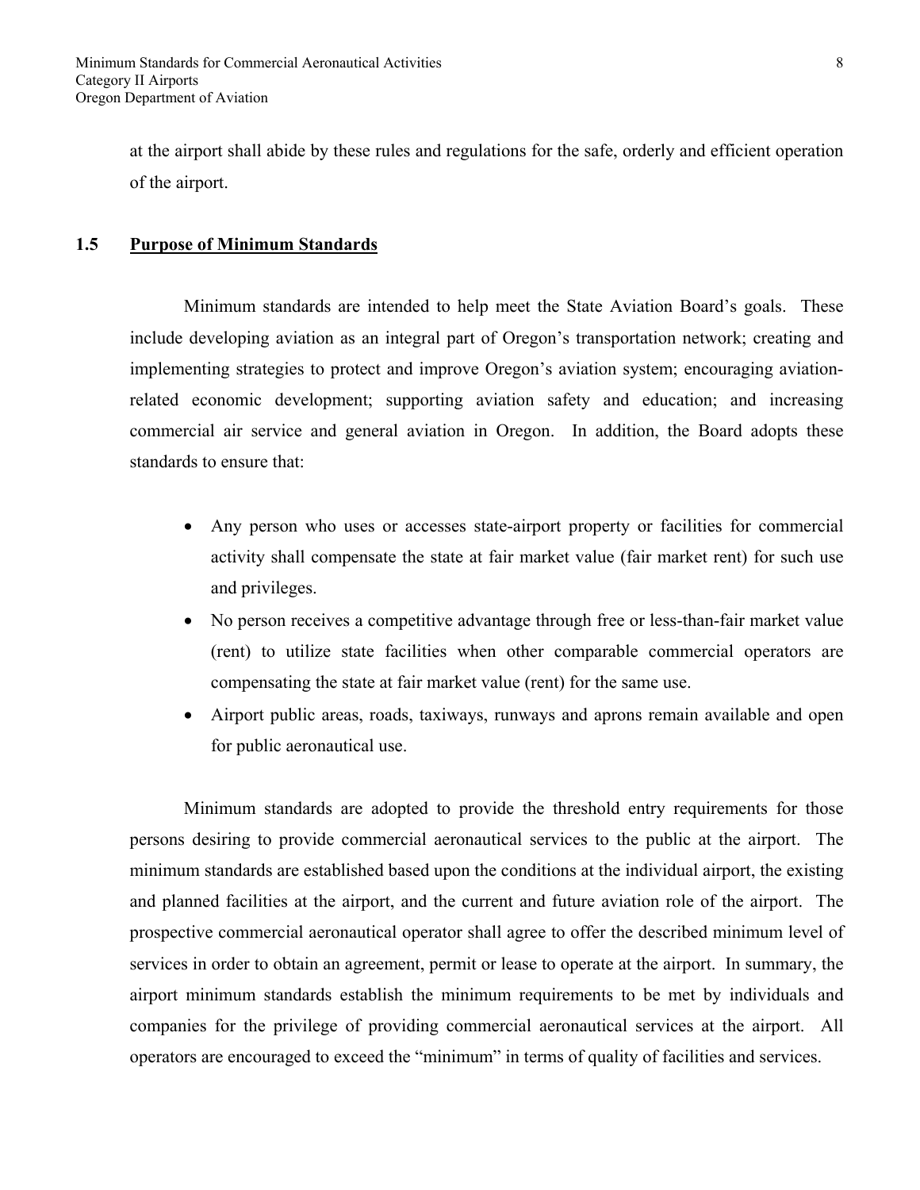at the airport shall abide by these rules and regulations for the safe, orderly and efficient operation of the airport.

## 1.5 Purpose of Minimum Standards

Minimum standards are intended to help meet the State Aviation Board's goals. These include developing aviation as an integral part of Oregon's transportation network; creating and implementing strategies to protect and improve Oregon's aviation system; encouraging aviation-related economic development; supporting aviation safety and education; and increasing commercial air service and general aviation in Oregon. In addition, the Board adopts these standards to ensure that:

- Any person who uses or accesses state-airport property or facilities for commercial activity shall compensate the state at fair market value (fair market rent) for such use and privileges.
- No person receives a competitive advantage through free or less-than-fair market value (rent) to utilize state facilities when other comparable commercial operators are compensating the state at fair market value (rent) for the same use.
- Airport public areas, roads, taxiways, runways and aprons remain available and open for public aeronautical use.

Minimum standards are adopted to provide the threshold entry requirements for those persons desiring to provide commercial aeronautical services to the public at the airport. The minimum standards are established based upon the conditions at the individual airport, the existing and planned facilities at the airport, and the current and future aviation role of the airport. The prospective commercial aeronautical operator shall agree to offer the described minimum level of services in order to obtain an agreement, permit or lease to operate at the airport. In summary, the airport minimum standards establish the minimum requirements to be met by individuals and companies for the privilege of providing commercial aeronautical services at the airport. All operators are encouraged to exceed the "minimum" in terms of quality of facilities and services.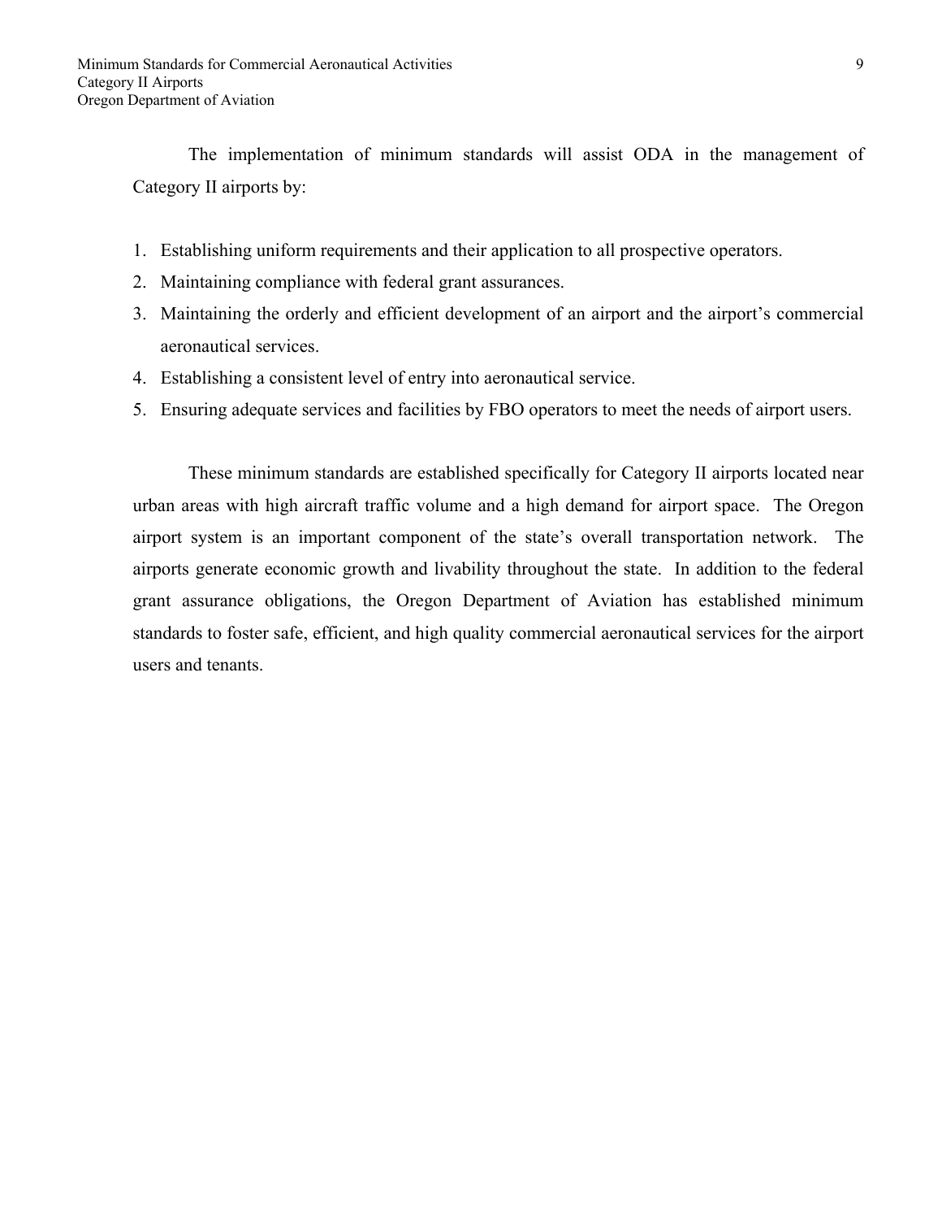The implementation of minimum standards will assist ODA in the management of Category II airports by:

1. Establishing uniform requirements and their application to all prospective operators.
2. Maintaining compliance with federal grant assurances.
3. Maintaining the orderly and efficient development of an airport and the airport's commercial aeronautical services.
4. Establishing a consistent level of entry into aeronautical service.
5. Ensuring adequate services and facilities by FBO operators to meet the needs of airport users.

These minimum standards are established specifically for Category II airports located near urban areas with high aircraft traffic volume and a high demand for airport space. The Oregon airport system is an important component of the state's overall transportation network. The airports generate economic growth and livability throughout the state. In addition to the federal grant assurance obligations, the Oregon Department of Aviation has established minimum standards to foster safe, efficient, and high quality commercial aeronautical services for the airport users and tenants.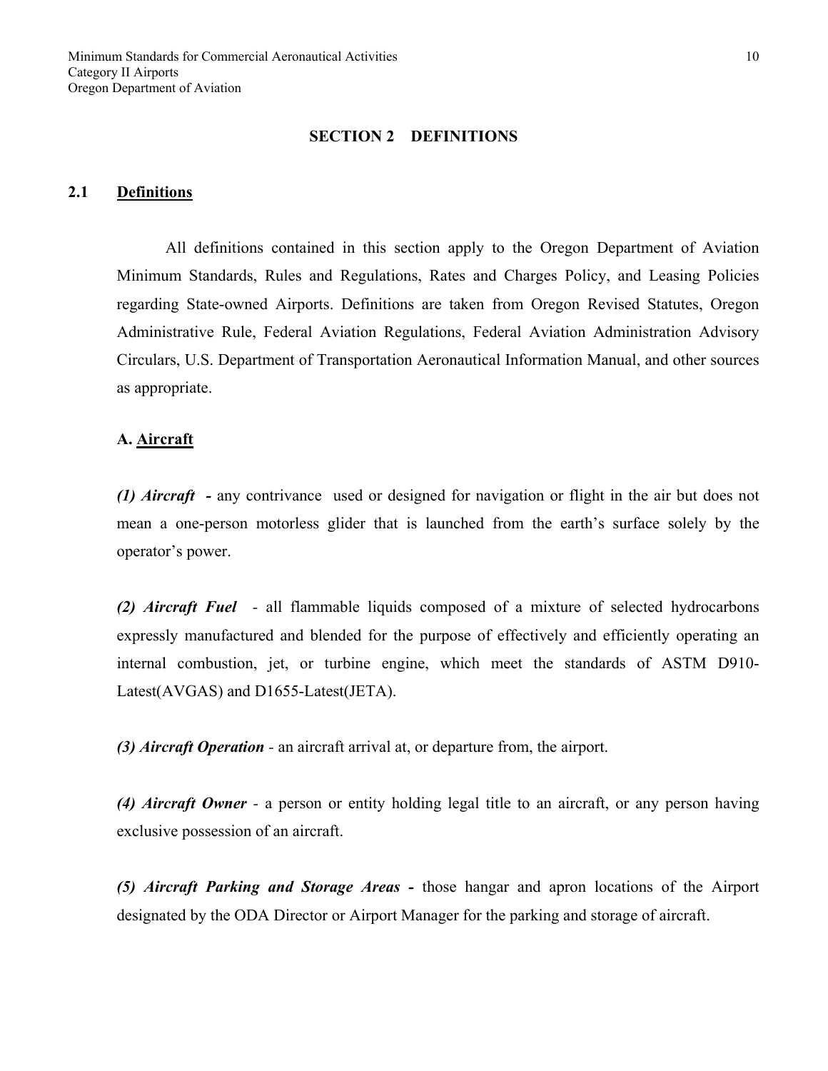## SECTION 2 DEFINITIONS

### 2.1 Definitions

All definitions contained in this section apply to the Oregon Department of Aviation Minimum Standards, Rules and Regulations, Rates and Charges Policy, and Leasing Policies regarding State-owned Airports. Definitions are taken from Oregon Revised Statutes, Oregon Administrative Rule, Federal Aviation Regulations, Federal Aviation Administration Advisory Circulars, U.S. Department of Transportation Aeronautical Information Manual, and other sources as appropriate.

**A. Aircraft**

***(1) Aircraft*** **-** any contrivance used or designed for navigation or flight in the air but does not mean a one-person motorless glider that is launched from the earth's surface solely by the operator's power.

***(2) Aircraft Fuel*** - all flammable liquids composed of a mixture of selected hydrocarbons expressly manufactured and blended for the purpose of effectively and efficiently operating an internal combustion, jet, or turbine engine, which meet the standards of ASTM D910-Latest(AVGAS) and D1655-Latest(JETA).

***(3) Aircraft Operation*** - an aircraft arrival at, or departure from, the airport.

***(4) Aircraft Owner*** - a person or entity holding legal title to an aircraft, or any person having exclusive possession of an aircraft.

***(5) Aircraft Parking and Storage Areas*** **-** those hangar and apron locations of the Airport designated by the ODA Director or Airport Manager for the parking and storage of aircraft.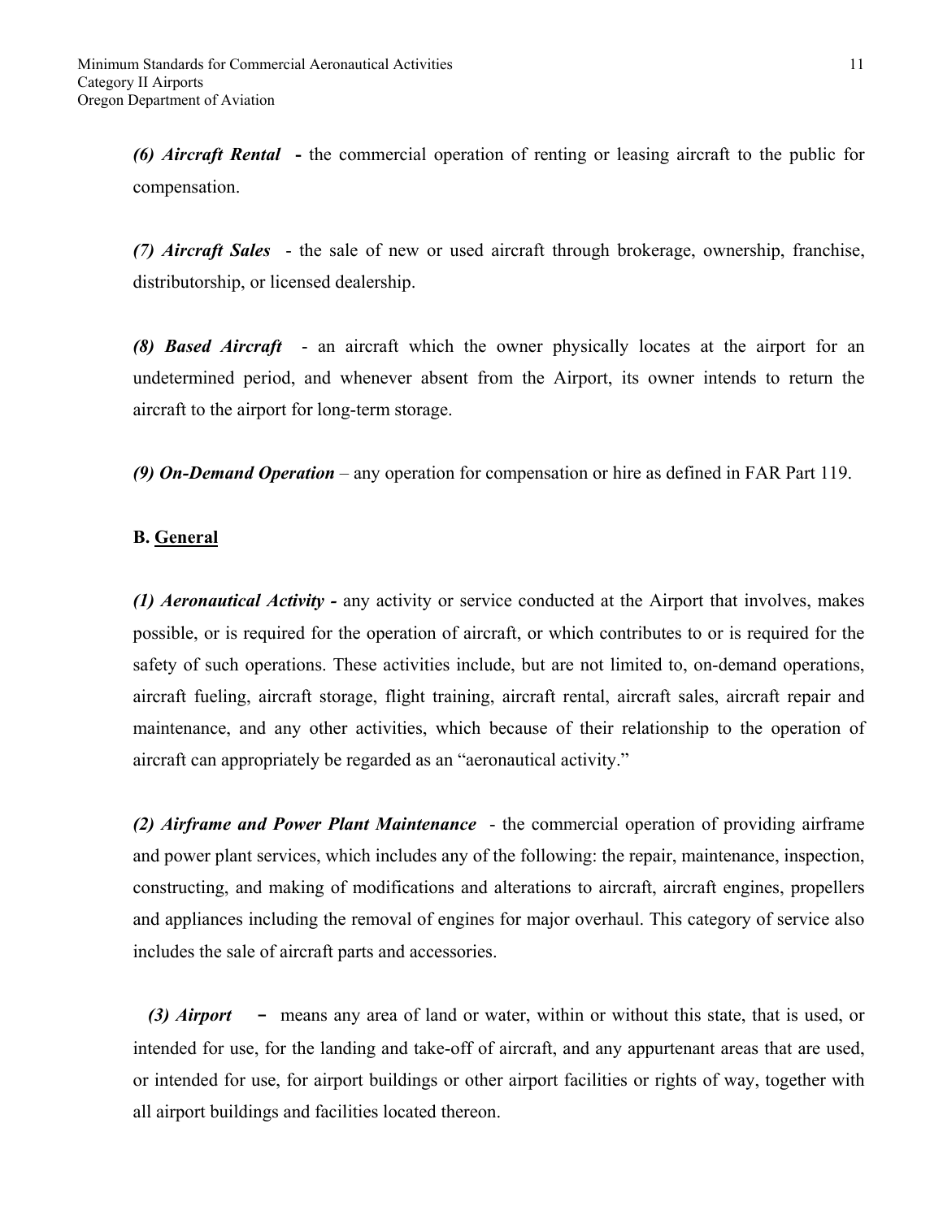***(6) Aircraft Rental*** **-** the commercial operation of renting or leasing aircraft to the public for compensation.

***(7) Aircraft Sales*** - the sale of new or used aircraft through brokerage, ownership, franchise, distributorship, or licensed dealership.

***(8) Based Aircraft*** - an aircraft which the owner physically locates at the airport for an undetermined period, and whenever absent from the Airport, its owner intends to return the aircraft to the airport for long-term storage.

***(9) On-Demand Operation*** – any operation for compensation or hire as defined in FAR Part 119.

**B. <u>General</u>**

***(1) Aeronautical Activity -*** any activity or service conducted at the Airport that involves, makes possible, or is required for the operation of aircraft, or which contributes to or is required for the safety of such operations. These activities include, but are not limited to, on-demand operations, aircraft fueling, aircraft storage, flight training, aircraft rental, aircraft sales, aircraft repair and maintenance, and any other activities, which because of their relationship to the operation of aircraft can appropriately be regarded as an "aeronautical activity."

***(2) Airframe and Power Plant Maintenance*** - the commercial operation of providing airframe and power plant services, which includes any of the following: the repair, maintenance, inspection, constructing, and making of modifications and alterations to aircraft, aircraft engines, propellers and appliances including the removal of engines for major overhaul. This category of service also includes the sale of aircraft parts and accessories.

***(3) Airport*** – means any area of land or water, within or without this state, that is used, or intended for use, for the landing and take-off of aircraft, and any appurtenant areas that are used, or intended for use, for airport buildings or other airport facilities or rights of way, together with all airport buildings and facilities located thereon.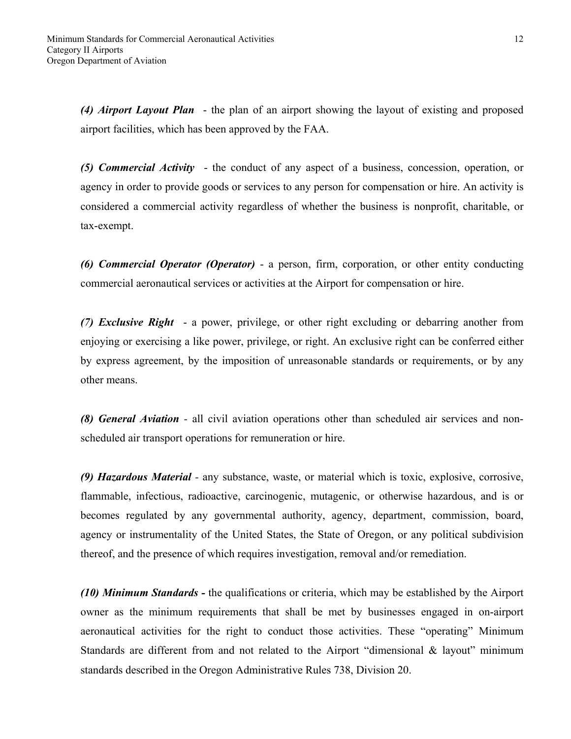***(4) Airport Layout Plan*** - the plan of an airport showing the layout of existing and proposed airport facilities, which has been approved by the FAA.

***(5) Commercial Activity*** - the conduct of any aspect of a business, concession, operation, or agency in order to provide goods or services to any person for compensation or hire. An activity is considered a commercial activity regardless of whether the business is nonprofit, charitable, or tax-exempt.

***(6) Commercial Operator (Operator)*** - a person, firm, corporation, or other entity conducting commercial aeronautical services or activities at the Airport for compensation or hire.

***(7) Exclusive Right*** - a power, privilege, or other right excluding or debarring another from enjoying or exercising a like power, privilege, or right. An exclusive right can be conferred either by express agreement, by the imposition of unreasonable standards or requirements, or by any other means.

***(8) General Aviation*** - all civil aviation operations other than scheduled air services and non-scheduled air transport operations for remuneration or hire.

***(9) Hazardous Material*** - any substance, waste, or material which is toxic, explosive, corrosive, flammable, infectious, radioactive, carcinogenic, mutagenic, or otherwise hazardous, and is or becomes regulated by any governmental authority, agency, department, commission, board, agency or instrumentality of the United States, the State of Oregon, or any political subdivision thereof, and the presence of which requires investigation, removal and/or remediation.

***(10) Minimum Standards -*** the qualifications or criteria, which may be established by the Airport owner as the minimum requirements that shall be met by businesses engaged in on-airport aeronautical activities for the right to conduct those activities. These "operating" Minimum Standards are different from and not related to the Airport "dimensional & layout" minimum standards described in the Oregon Administrative Rules 738, Division 20.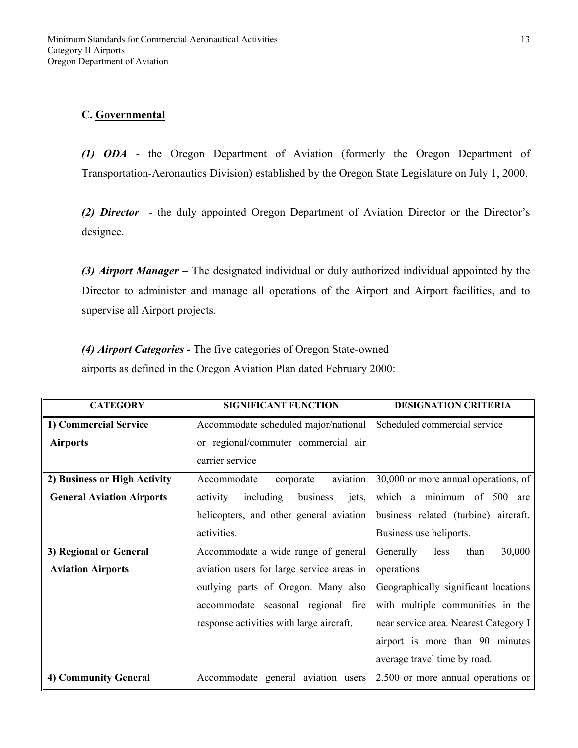### C. Governmental

***(1) ODA*** - the Oregon Department of Aviation (formerly the Oregon Department of Transportation-Aeronautics Division) established by the Oregon State Legislature on July 1, 2000.

***(2) Director*** - the duly appointed Oregon Department of Aviation Director or the Director's designee.

***(3) Airport Manager*** – The designated individual or duly authorized individual appointed by the Director to administer and manage all operations of the Airport and Airport facilities, and to supervise all Airport projects.

***(4) Airport Categories*** **-** The five categories of Oregon State-owned airports as defined in the Oregon Aviation Plan dated February 2000:

| CATEGORY | SIGNIFICANT FUNCTION | DESIGNATION CRITERIA |
|---|---|---|
| **1) Commercial Service Airports** | Accommodate scheduled major/national or regional/commuter commercial air carrier service | Scheduled commercial service |
| **2) Business or High Activity General Aviation Airports** | Accommodate corporate aviation activity including business jets, helicopters, and other general aviation activities. | 30,000 or more annual operations, of which a minimum of 500 are business related (turbine) aircraft. Business use heliports. |
| **3) Regional or General Aviation Airports** | Accommodate a wide range of general aviation users for large service areas in outlying parts of Oregon. Many also accommodate seasonal regional fire response activities with large aircraft. | Generally less than 30,000 operations Geographically significant locations with multiple communities in the near service area. Nearest Category I airport is more than 90 minutes average travel time by road. |
| **4) Community General** | Accommodate general aviation users | 2,500 or more annual operations or |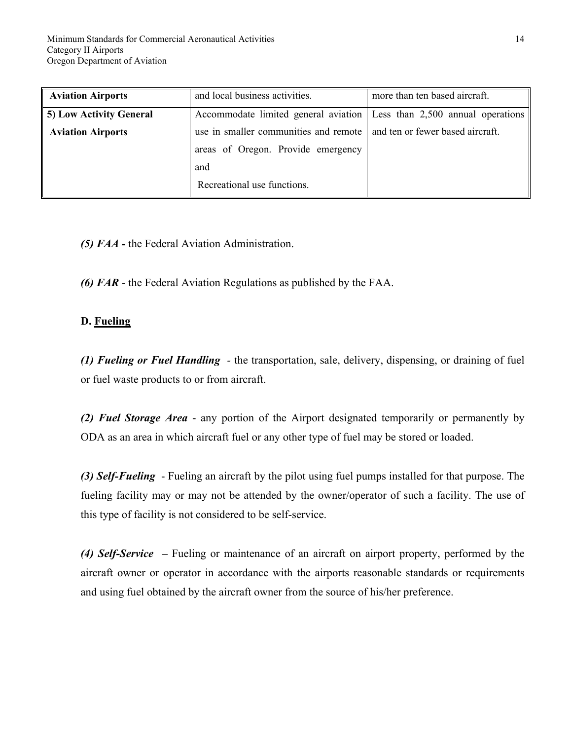| **Aviation Airports** | and local business activities. | more than ten based aircraft. |
|---|---|---|
| **5) Low Activity General Aviation Airports** | Accommodate limited general aviation use in smaller communities and remote areas of Oregon. Provide emergency and Recreational use functions. | Less than 2,500 annual operations and ten or fewer based aircraft. |

***(5) FAA -*** the Federal Aviation Administration.

***(6) FAR*** - the Federal Aviation Regulations as published by the FAA.

**D. <u>Fueling</u>**

***(1) Fueling or Fuel Handling*** - the transportation, sale, delivery, dispensing, or draining of fuel or fuel waste products to or from aircraft.

***(2) Fuel Storage Area*** - any portion of the Airport designated temporarily or permanently by ODA as an area in which aircraft fuel or any other type of fuel may be stored or loaded.

***(3) Self-Fueling*** - Fueling an aircraft by the pilot using fuel pumps installed for that purpose. The fueling facility may or may not be attended by the owner/operator of such a facility. The use of this type of facility is not considered to be self-service.

***(4) Self-Service*** **–** Fueling or maintenance of an aircraft on airport property, performed by the aircraft owner or operator in accordance with the airports reasonable standards or requirements and using fuel obtained by the aircraft owner from the source of his/her preference.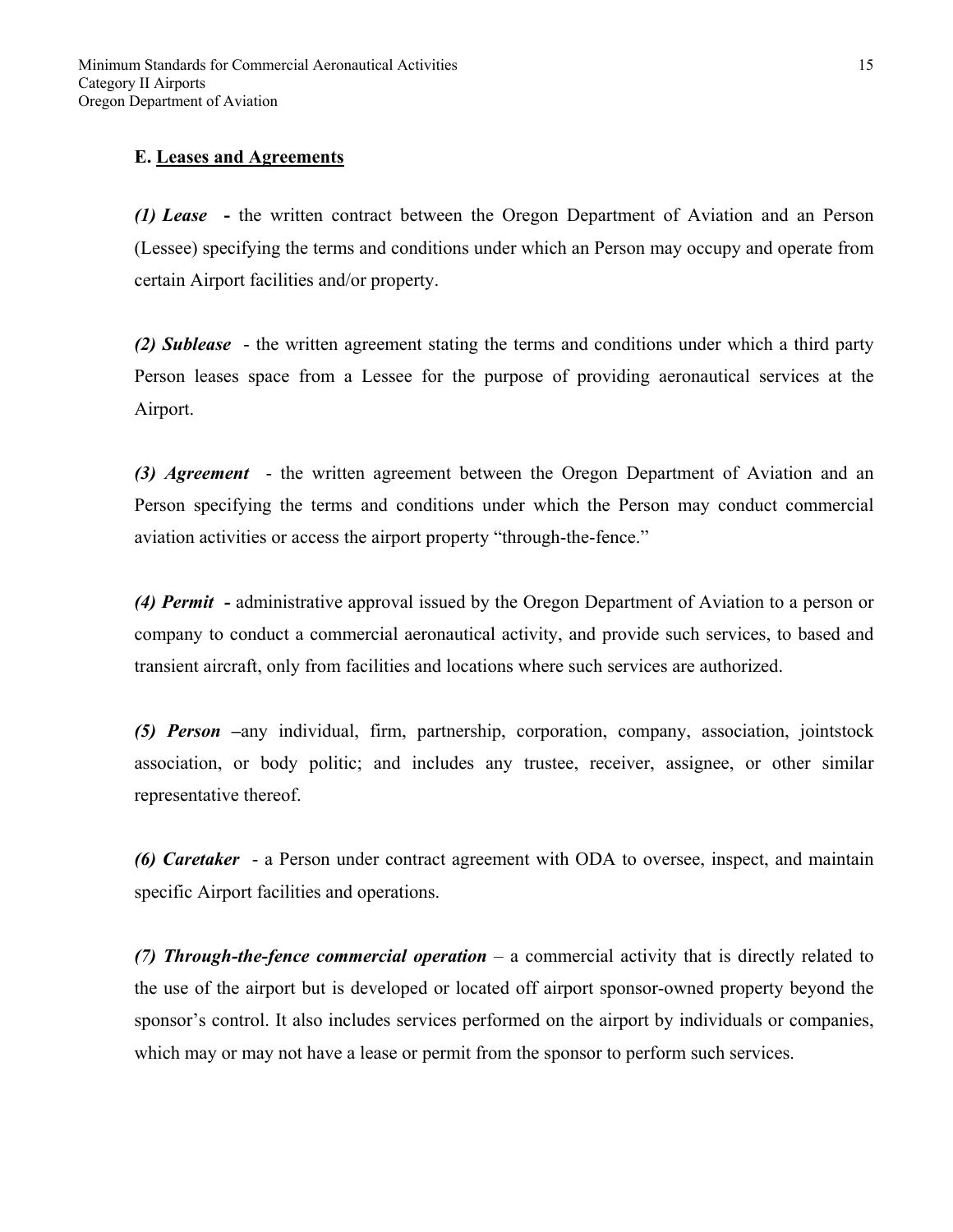### E. <u>Leases and Agreements</u>

***(1) Lease*** **-** the written contract between the Oregon Department of Aviation and an Person (Lessee) specifying the terms and conditions under which an Person may occupy and operate from certain Airport facilities and/or property.

***(2) Sublease*** - the written agreement stating the terms and conditions under which a third party Person leases space from a Lessee for the purpose of providing aeronautical services at the Airport.

***(3) Agreement*** - the written agreement between the Oregon Department of Aviation and an Person specifying the terms and conditions under which the Person may conduct commercial aviation activities or access the airport property "through-the-fence."

***(4) Permit*** **-** administrative approval issued by the Oregon Department of Aviation to a person or company to conduct a commercial aeronautical activity, and provide such services, to based and transient aircraft, only from facilities and locations where such services are authorized.

***(5) Person*** **–**any individual, firm, partnership, corporation, company, association, jointstock association, or body politic; and includes any trustee, receiver, assignee, or other similar representative thereof.

***(6) Caretaker*** - a Person under contract agreement with ODA to oversee, inspect, and maintain specific Airport facilities and operations.

***(7) Through-the-fence commercial operation*** – a commercial activity that is directly related to the use of the airport but is developed or located off airport sponsor-owned property beyond the sponsor's control. It also includes services performed on the airport by individuals or companies, which may or may not have a lease or permit from the sponsor to perform such services.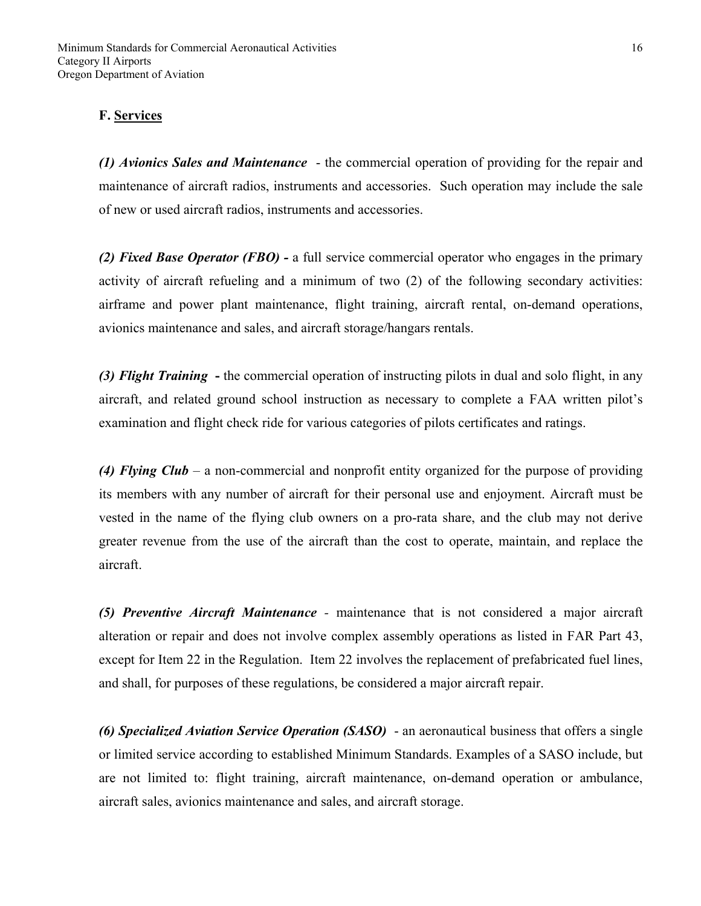## F. Services

***(1) Avionics Sales and Maintenance*** - the commercial operation of providing for the repair and maintenance of aircraft radios, instruments and accessories. Such operation may include the sale of new or used aircraft radios, instruments and accessories.

***(2) Fixed Base Operator (FBO)*** **-** a full service commercial operator who engages in the primary activity of aircraft refueling and a minimum of two (2) of the following secondary activities: airframe and power plant maintenance, flight training, aircraft rental, on-demand operations, avionics maintenance and sales, and aircraft storage/hangars rentals.

***(3) Flight Training*** **-** the commercial operation of instructing pilots in dual and solo flight, in any aircraft, and related ground school instruction as necessary to complete a FAA written pilot's examination and flight check ride for various categories of pilots certificates and ratings.

***(4) Flying Club*** – a non-commercial and nonprofit entity organized for the purpose of providing its members with any number of aircraft for their personal use and enjoyment. Aircraft must be vested in the name of the flying club owners on a pro-rata share, and the club may not derive greater revenue from the use of the aircraft than the cost to operate, maintain, and replace the aircraft.

***(5) Preventive Aircraft Maintenance*** - maintenance that is not considered a major aircraft alteration or repair and does not involve complex assembly operations as listed in FAR Part 43, except for Item 22 in the Regulation. Item 22 involves the replacement of prefabricated fuel lines, and shall, for purposes of these regulations, be considered a major aircraft repair.

***(6) Specialized Aviation Service Operation (SASO)*** - an aeronautical business that offers a single or limited service according to established Minimum Standards. Examples of a SASO include, but are not limited to: flight training, aircraft maintenance, on-demand operation or ambulance, aircraft sales, avionics maintenance and sales, and aircraft storage.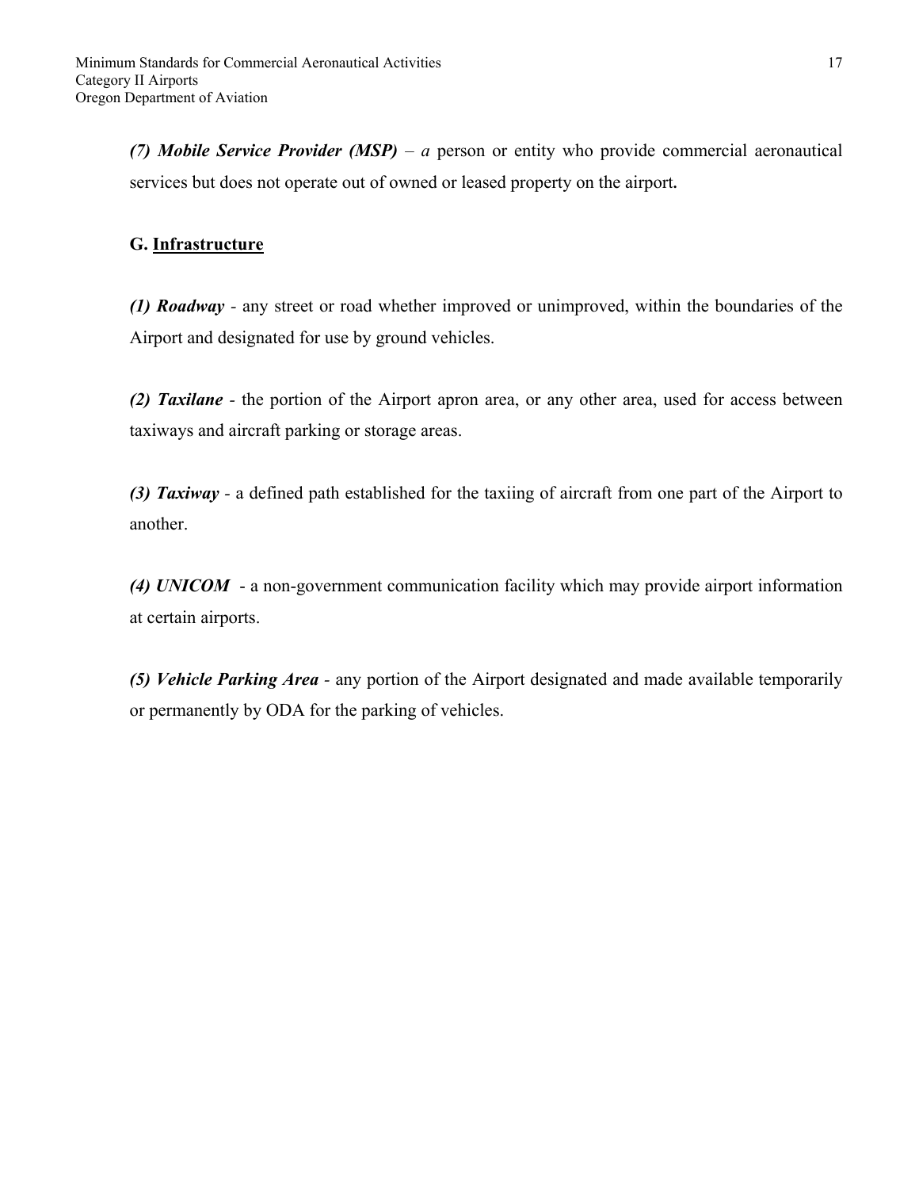***(7) Mobile Service Provider (MSP)*** – *a* person or entity who provide commercial aeronautical services but does not operate out of owned or leased property on the airport**.**

**G. <u>Infrastructure</u>**

***(1) Roadway*** - any street or road whether improved or unimproved, within the boundaries of the Airport and designated for use by ground vehicles.

***(2) Taxilane*** - the portion of the Airport apron area, or any other area, used for access between taxiways and aircraft parking or storage areas.

***(3) Taxiway*** - a defined path established for the taxiing of aircraft from one part of the Airport to another.

***(4) UNICOM*** - a non-government communication facility which may provide airport information at certain airports.

***(5) Vehicle Parking Area*** - any portion of the Airport designated and made available temporarily or permanently by ODA for the parking of vehicles.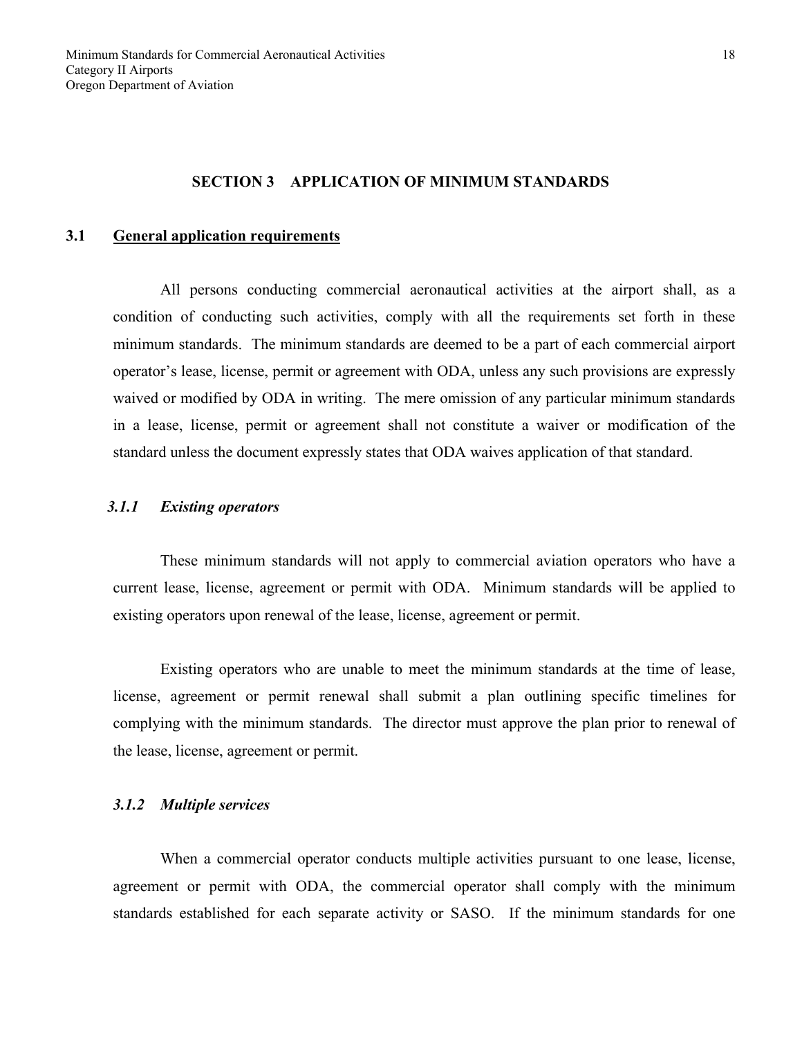## SECTION 3 APPLICATION OF MINIMUM STANDARDS

### 3.1 General application requirements

All persons conducting commercial aeronautical activities at the airport shall, as a condition of conducting such activities, comply with all the requirements set forth in these minimum standards. The minimum standards are deemed to be a part of each commercial airport operator's lease, license, permit or agreement with ODA, unless any such provisions are expressly waived or modified by ODA in writing. The mere omission of any particular minimum standards in a lease, license, permit or agreement shall not constitute a waiver or modification of the standard unless the document expressly states that ODA waives application of that standard.

#### *3.1.1 Existing operators*

These minimum standards will not apply to commercial aviation operators who have a current lease, license, agreement or permit with ODA. Minimum standards will be applied to existing operators upon renewal of the lease, license, agreement or permit.

Existing operators who are unable to meet the minimum standards at the time of lease, license, agreement or permit renewal shall submit a plan outlining specific timelines for complying with the minimum standards. The director must approve the plan prior to renewal of the lease, license, agreement or permit.

#### *3.1.2 Multiple services*

When a commercial operator conducts multiple activities pursuant to one lease, license, agreement or permit with ODA, the commercial operator shall comply with the minimum standards established for each separate activity or SASO. If the minimum standards for one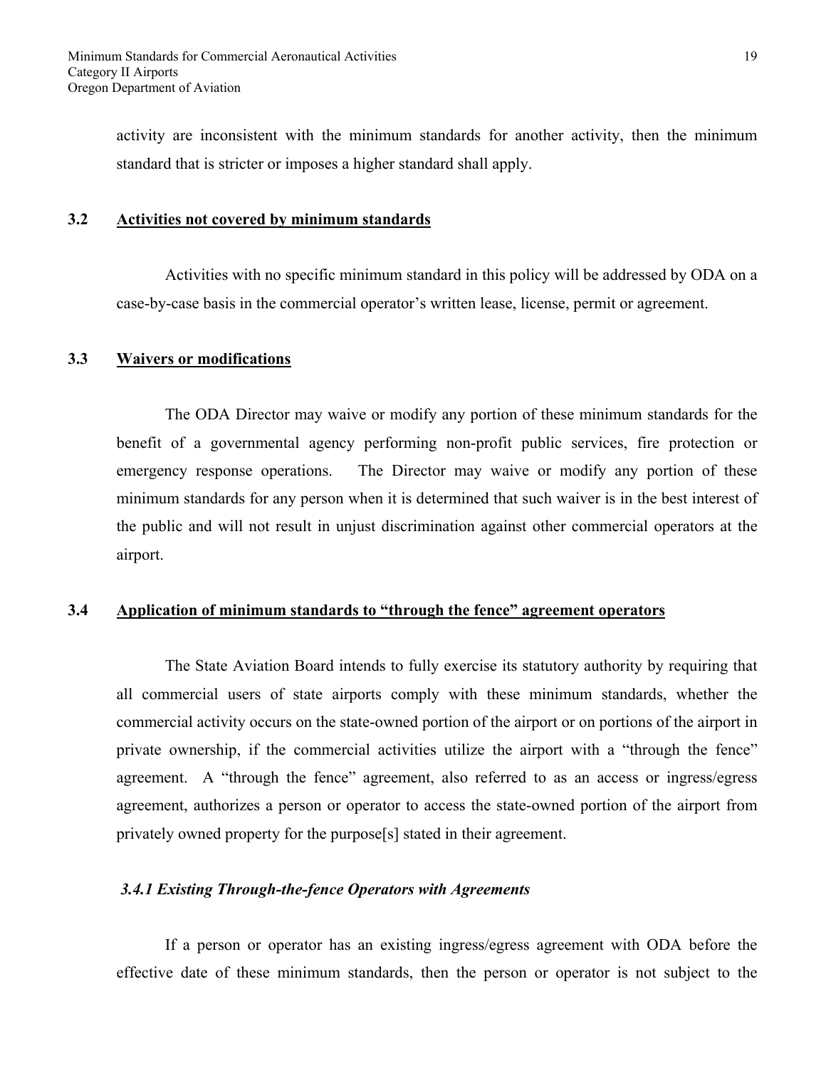activity are inconsistent with the minimum standards for another activity, then the minimum standard that is stricter or imposes a higher standard shall apply.

## 3.2 Activities not covered by minimum standards

Activities with no specific minimum standard in this policy will be addressed by ODA on a case-by-case basis in the commercial operator's written lease, license, permit or agreement.

## 3.3 Waivers or modifications

The ODA Director may waive or modify any portion of these minimum standards for the benefit of a governmental agency performing non-profit public services, fire protection or emergency response operations. The Director may waive or modify any portion of these minimum standards for any person when it is determined that such waiver is in the best interest of the public and will not result in unjust discrimination against other commercial operators at the airport.

## 3.4 Application of minimum standards to "through the fence" agreement operators

The State Aviation Board intends to fully exercise its statutory authority by requiring that all commercial users of state airports comply with these minimum standards, whether the commercial activity occurs on the state-owned portion of the airport or on portions of the airport in private ownership, if the commercial activities utilize the airport with a "through the fence" agreement. A "through the fence" agreement, also referred to as an access or ingress/egress agreement, authorizes a person or operator to access the state-owned portion of the airport from privately owned property for the purpose[s] stated in their agreement.

### *3.4.1 Existing Through-the-fence Operators with Agreements*

If a person or operator has an existing ingress/egress agreement with ODA before the effective date of these minimum standards, then the person or operator is not subject to the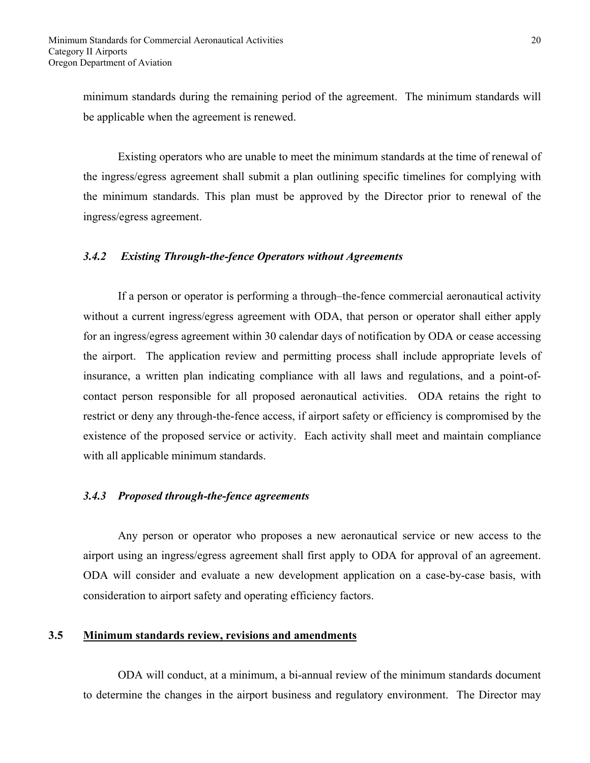minimum standards during the remaining period of the agreement. The minimum standards will be applicable when the agreement is renewed.

Existing operators who are unable to meet the minimum standards at the time of renewal of the ingress/egress agreement shall submit a plan outlining specific timelines for complying with the minimum standards. This plan must be approved by the Director prior to renewal of the ingress/egress agreement.

#### *3.4.2 Existing Through-the-fence Operators without Agreements*

If a person or operator is performing a through–the-fence commercial aeronautical activity without a current ingress/egress agreement with ODA, that person or operator shall either apply for an ingress/egress agreement within 30 calendar days of notification by ODA or cease accessing the airport. The application review and permitting process shall include appropriate levels of insurance, a written plan indicating compliance with all laws and regulations, and a point-of-contact person responsible for all proposed aeronautical activities. ODA retains the right to restrict or deny any through-the-fence access, if airport safety or efficiency is compromised by the existence of the proposed service or activity. Each activity shall meet and maintain compliance with all applicable minimum standards.

#### *3.4.3 Proposed through-the-fence agreements*

Any person or operator who proposes a new aeronautical service or new access to the airport using an ingress/egress agreement shall first apply to ODA for approval of an agreement. ODA will consider and evaluate a new development application on a case-by-case basis, with consideration to airport safety and operating efficiency factors.

### 3.5 Minimum standards review, revisions and amendments

ODA will conduct, at a minimum, a bi-annual review of the minimum standards document to determine the changes in the airport business and regulatory environment. The Director may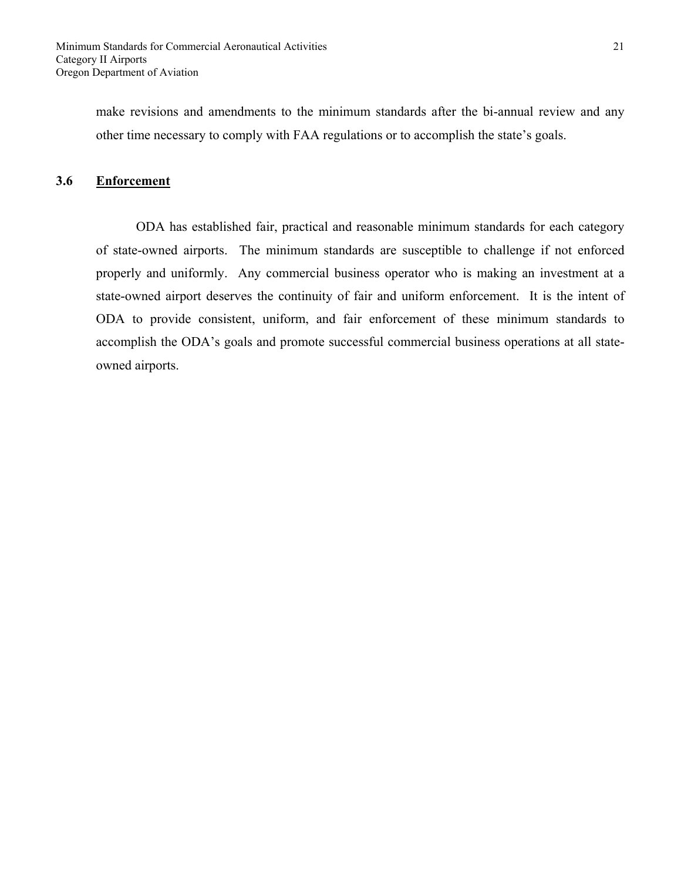make revisions and amendments to the minimum standards after the bi-annual review and any other time necessary to comply with FAA regulations or to accomplish the state's goals.

## 3.6 Enforcement

ODA has established fair, practical and reasonable minimum standards for each category of state-owned airports. The minimum standards are susceptible to challenge if not enforced properly and uniformly. Any commercial business operator who is making an investment at a state-owned airport deserves the continuity of fair and uniform enforcement. It is the intent of ODA to provide consistent, uniform, and fair enforcement of these minimum standards to accomplish the ODA's goals and promote successful commercial business operations at all state-owned airports.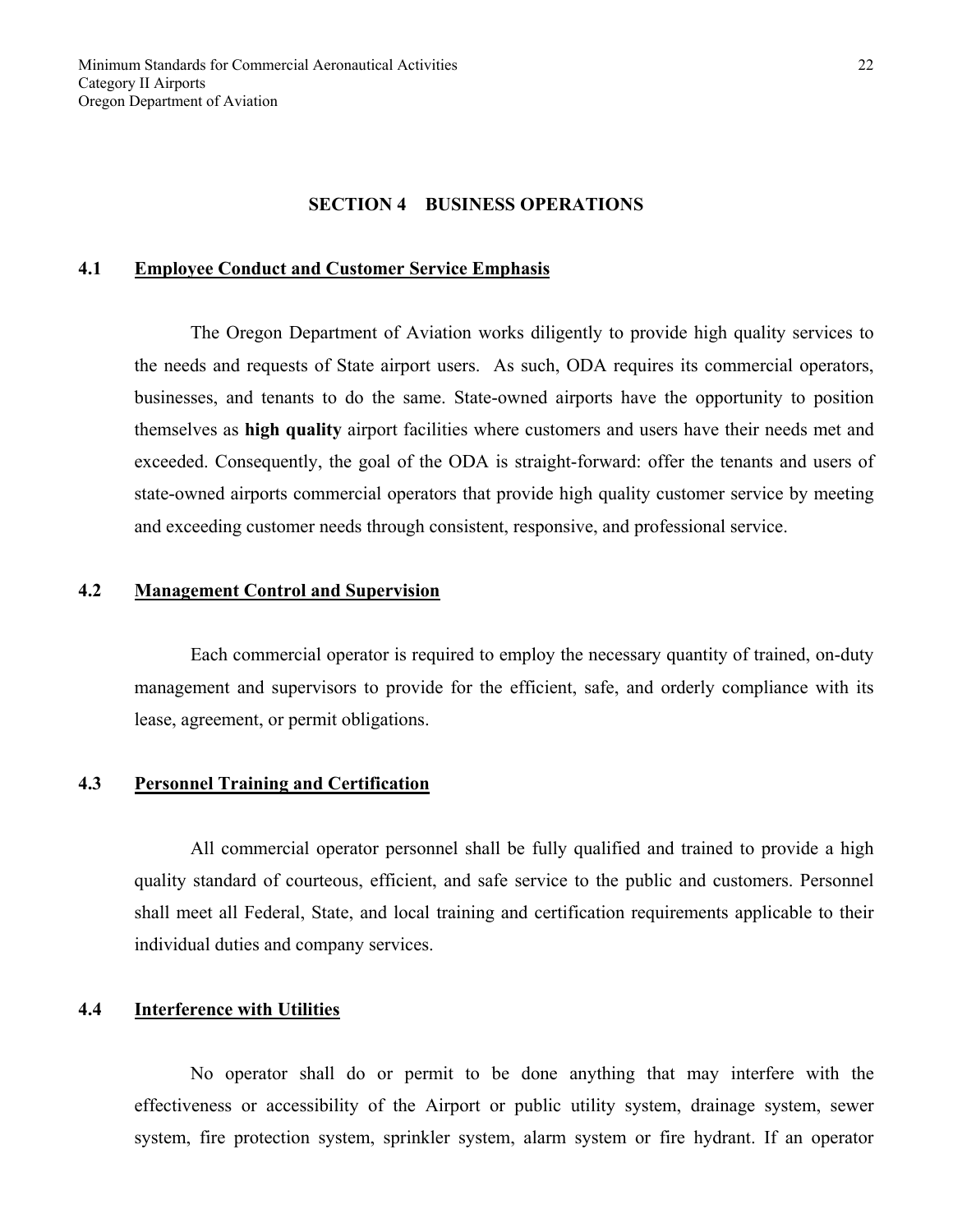## SECTION 4 BUSINESS OPERATIONS

### 4.1 Employee Conduct and Customer Service Emphasis

The Oregon Department of Aviation works diligently to provide high quality services to the needs and requests of State airport users. As such, ODA requires its commercial operators, businesses, and tenants to do the same. State-owned airports have the opportunity to position themselves as **high quality** airport facilities where customers and users have their needs met and exceeded. Consequently, the goal of the ODA is straight-forward: offer the tenants and users of state-owned airports commercial operators that provide high quality customer service by meeting and exceeding customer needs through consistent, responsive, and professional service.

### 4.2 Management Control and Supervision

Each commercial operator is required to employ the necessary quantity of trained, on-duty management and supervisors to provide for the efficient, safe, and orderly compliance with its lease, agreement, or permit obligations.

### 4.3 Personnel Training and Certification

All commercial operator personnel shall be fully qualified and trained to provide a high quality standard of courteous, efficient, and safe service to the public and customers. Personnel shall meet all Federal, State, and local training and certification requirements applicable to their individual duties and company services.

### 4.4 Interference with Utilities

No operator shall do or permit to be done anything that may interfere with the effectiveness or accessibility of the Airport or public utility system, drainage system, sewer system, fire protection system, sprinkler system, alarm system or fire hydrant. If an operator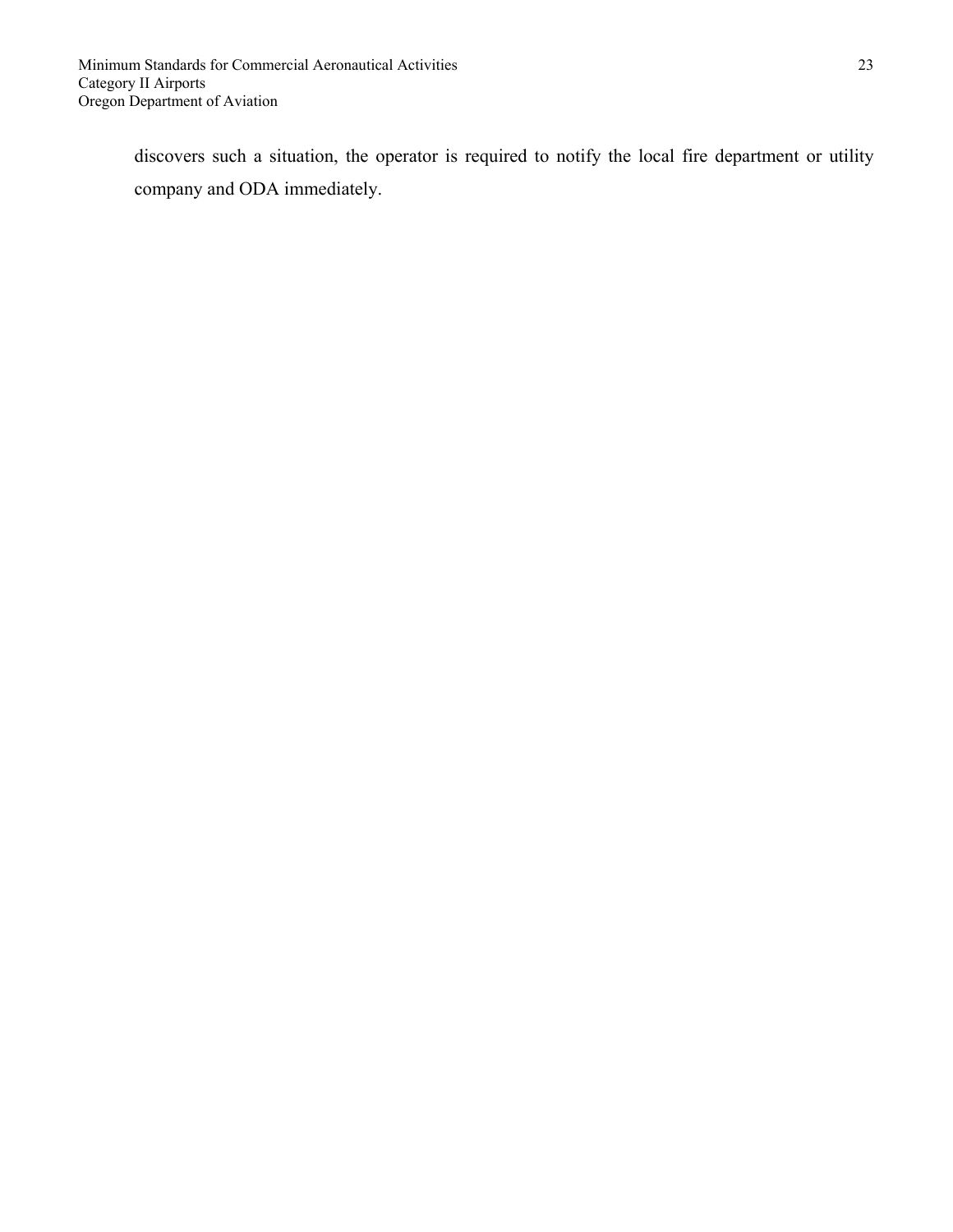discovers such a situation, the operator is required to notify the local fire department or utility company and ODA immediately.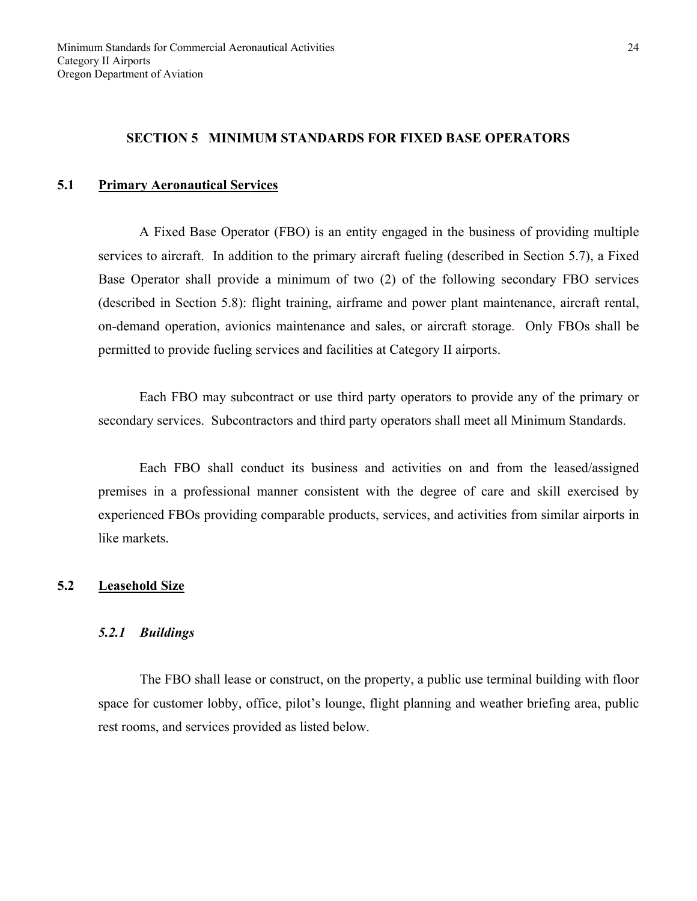## SECTION 5 MINIMUM STANDARDS FOR FIXED BASE OPERATORS

### 5.1 Primary Aeronautical Services

A Fixed Base Operator (FBO) is an entity engaged in the business of providing multiple services to aircraft. In addition to the primary aircraft fueling (described in Section 5.7), a Fixed Base Operator shall provide a minimum of two (2) of the following secondary FBO services (described in Section 5.8): flight training, airframe and power plant maintenance, aircraft rental, on-demand operation, avionics maintenance and sales, or aircraft storage. Only FBOs shall be permitted to provide fueling services and facilities at Category II airports.

Each FBO may subcontract or use third party operators to provide any of the primary or secondary services. Subcontractors and third party operators shall meet all Minimum Standards.

Each FBO shall conduct its business and activities on and from the leased/assigned premises in a professional manner consistent with the degree of care and skill exercised by experienced FBOs providing comparable products, services, and activities from similar airports in like markets.

### 5.2 Leasehold Size

#### *5.2.1 Buildings*

The FBO shall lease or construct, on the property, a public use terminal building with floor space for customer lobby, office, pilot's lounge, flight planning and weather briefing area, public rest rooms, and services provided as listed below.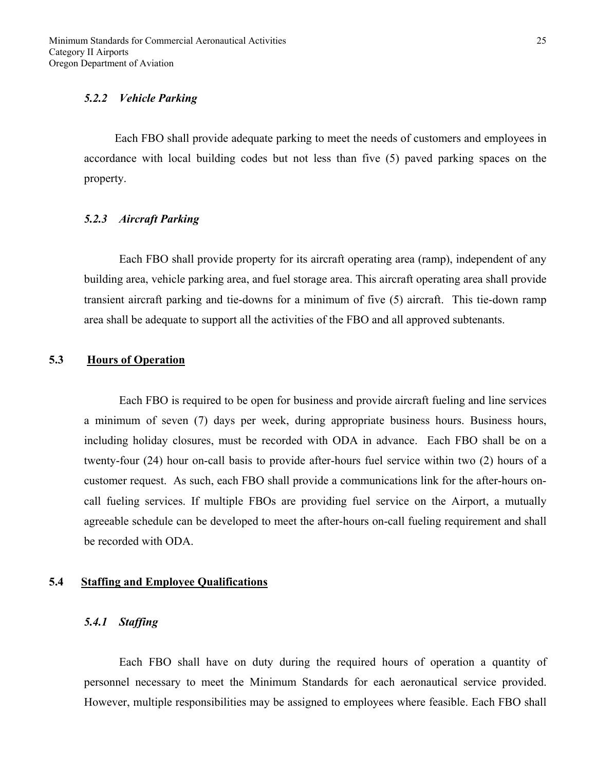#### *5.2.2 Vehicle Parking*

Each FBO shall provide adequate parking to meet the needs of customers and employees in accordance with local building codes but not less than five (5) paved parking spaces on the property.

#### *5.2.3 Aircraft Parking*

Each FBO shall provide property for its aircraft operating area (ramp), independent of any building area, vehicle parking area, and fuel storage area. This aircraft operating area shall provide transient aircraft parking and tie-downs for a minimum of five (5) aircraft. This tie-down ramp area shall be adequate to support all the activities of the FBO and all approved subtenants.

### 5.3 Hours of Operation

Each FBO is required to be open for business and provide aircraft fueling and line services a minimum of seven (7) days per week, during appropriate business hours. Business hours, including holiday closures, must be recorded with ODA in advance. Each FBO shall be on a twenty-four (24) hour on-call basis to provide after-hours fuel service within two (2) hours of a customer request. As such, each FBO shall provide a communications link for the after-hours on-call fueling services. If multiple FBOs are providing fuel service on the Airport, a mutually agreeable schedule can be developed to meet the after-hours on-call fueling requirement and shall be recorded with ODA.

### 5.4 Staffing and Employee Qualifications

#### *5.4.1 Staffing*

Each FBO shall have on duty during the required hours of operation a quantity of personnel necessary to meet the Minimum Standards for each aeronautical service provided. However, multiple responsibilities may be assigned to employees where feasible. Each FBO shall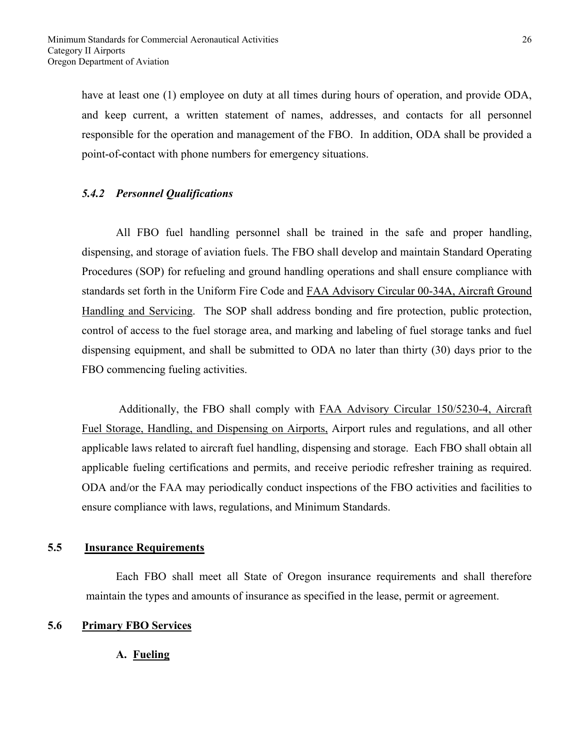have at least one (1) employee on duty at all times during hours of operation, and provide ODA, and keep current, a written statement of names, addresses, and contacts for all personnel responsible for the operation and management of the FBO. In addition, ODA shall be provided a point-of-contact with phone numbers for emergency situations.

#### *5.4.2 Personnel Qualifications*

All FBO fuel handling personnel shall be trained in the safe and proper handling, dispensing, and storage of aviation fuels. The FBO shall develop and maintain Standard Operating Procedures (SOP) for refueling and ground handling operations and shall ensure compliance with standards set forth in the Uniform Fire Code and <u>FAA Advisory Circular 00-34A, Aircraft Ground Handling and Servicing</u>. The SOP shall address bonding and fire protection, public protection, control of access to the fuel storage area, and marking and labeling of fuel storage tanks and fuel dispensing equipment, and shall be submitted to ODA no later than thirty (30) days prior to the FBO commencing fueling activities.

Additionally, the FBO shall comply with <u>FAA Advisory Circular 150/5230-4, Aircraft Fuel Storage, Handling, and Dispensing on Airports,</u> Airport rules and regulations, and all other applicable laws related to aircraft fuel handling, dispensing and storage. Each FBO shall obtain all applicable fueling certifications and permits, and receive periodic refresher training as required. ODA and/or the FAA may periodically conduct inspections of the FBO activities and facilities to ensure compliance with laws, regulations, and Minimum Standards.

### 5.5 Insurance Requirements

Each FBO shall meet all State of Oregon insurance requirements and shall therefore maintain the types and amounts of insurance as specified in the lease, permit or agreement.

### 5.6 Primary FBO Services

**A. <u>Fueling</u>**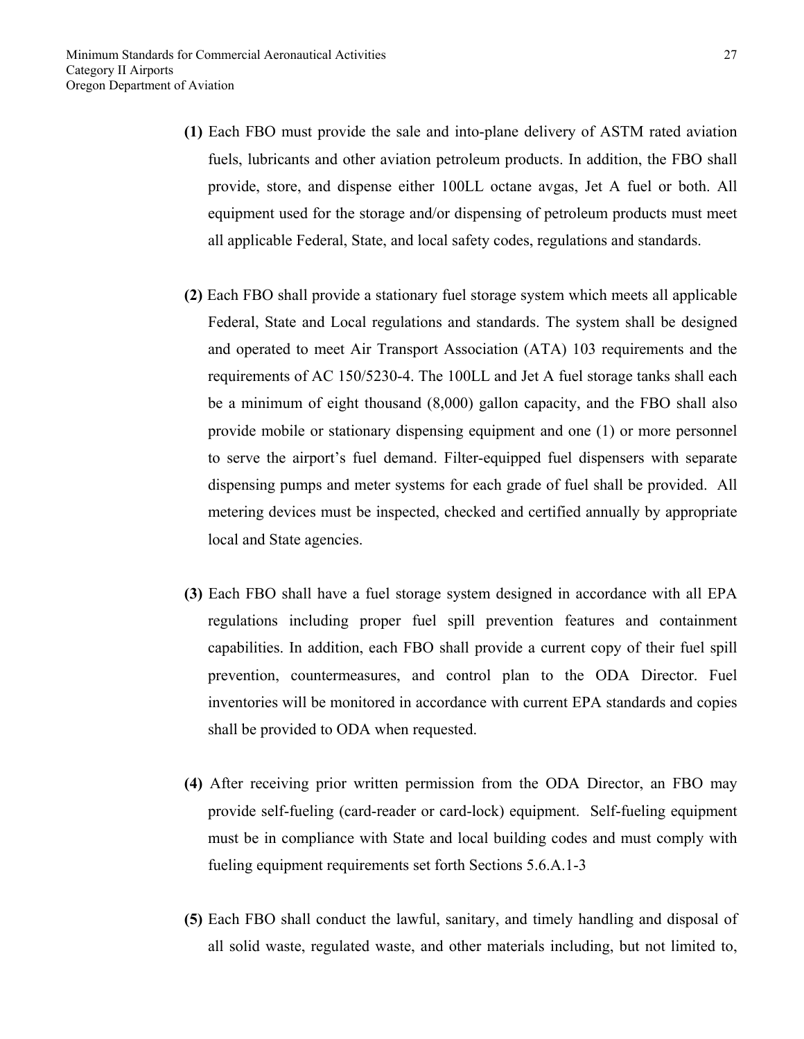**(1)** Each FBO must provide the sale and into-plane delivery of ASTM rated aviation fuels, lubricants and other aviation petroleum products. In addition, the FBO shall provide, store, and dispense either 100LL octane avgas, Jet A fuel or both. All equipment used for the storage and/or dispensing of petroleum products must meet all applicable Federal, State, and local safety codes, regulations and standards.

**(2)** Each FBO shall provide a stationary fuel storage system which meets all applicable Federal, State and Local regulations and standards. The system shall be designed and operated to meet Air Transport Association (ATA) 103 requirements and the requirements of AC 150/5230-4. The 100LL and Jet A fuel storage tanks shall each be a minimum of eight thousand (8,000) gallon capacity, and the FBO shall also provide mobile or stationary dispensing equipment and one (1) or more personnel to serve the airport's fuel demand. Filter-equipped fuel dispensers with separate dispensing pumps and meter systems for each grade of fuel shall be provided. All metering devices must be inspected, checked and certified annually by appropriate local and State agencies.

**(3)** Each FBO shall have a fuel storage system designed in accordance with all EPA regulations including proper fuel spill prevention features and containment capabilities. In addition, each FBO shall provide a current copy of their fuel spill prevention, countermeasures, and control plan to the ODA Director. Fuel inventories will be monitored in accordance with current EPA standards and copies shall be provided to ODA when requested.

**(4)** After receiving prior written permission from the ODA Director, an FBO may provide self-fueling (card-reader or card-lock) equipment. Self-fueling equipment must be in compliance with State and local building codes and must comply with fueling equipment requirements set forth Sections 5.6.A.1-3

**(5)** Each FBO shall conduct the lawful, sanitary, and timely handling and disposal of all solid waste, regulated waste, and other materials including, but not limited to,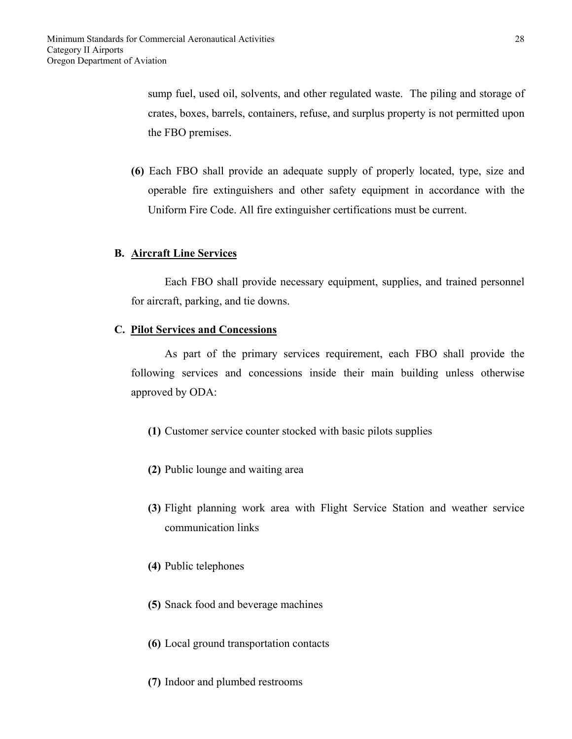sump fuel, used oil, solvents, and other regulated waste. The piling and storage of crates, boxes, barrels, containers, refuse, and surplus property is not permitted upon the FBO premises.

**(6)** Each FBO shall provide an adequate supply of properly located, type, size and operable fire extinguishers and other safety equipment in accordance with the Uniform Fire Code. All fire extinguisher certifications must be current.

### B. Aircraft Line Services

Each FBO shall provide necessary equipment, supplies, and trained personnel for aircraft, parking, and tie downs.

### C. Pilot Services and Concessions

As part of the primary services requirement, each FBO shall provide the following services and concessions inside their main building unless otherwise approved by ODA:

**(1)** Customer service counter stocked with basic pilots supplies

**(2)** Public lounge and waiting area

**(3)** Flight planning work area with Flight Service Station and weather service communication links

**(4)** Public telephones

**(5)** Snack food and beverage machines

**(6)** Local ground transportation contacts

**(7)** Indoor and plumbed restrooms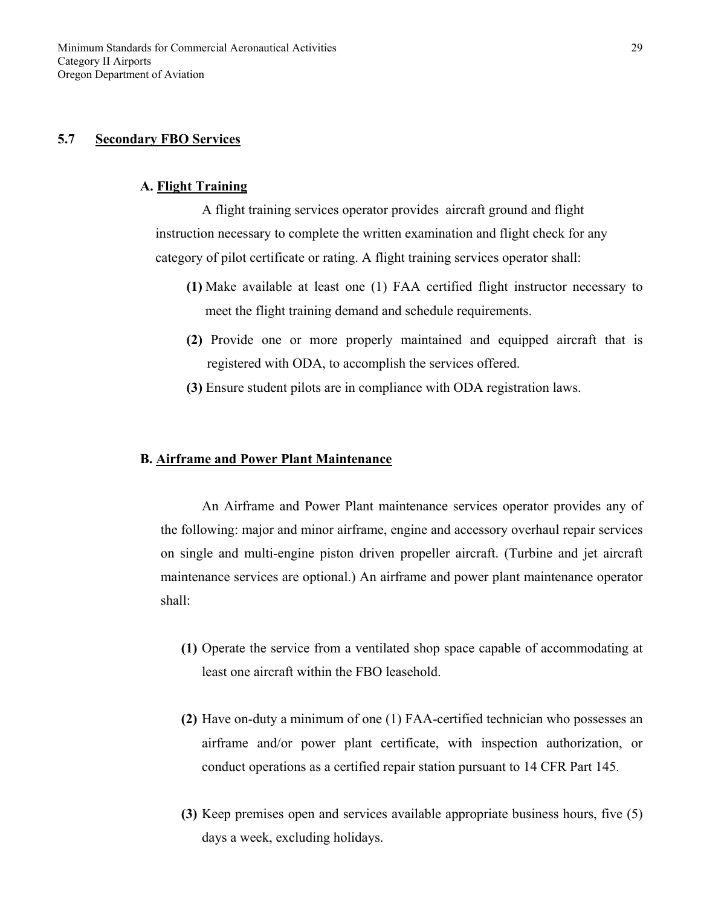## 5.7 Secondary FBO Services

### A. Flight Training

A flight training services operator provides aircraft ground and flight instruction necessary to complete the written examination and flight check for any category of pilot certificate or rating. A flight training services operator shall:

**(1)** Make available at least one (1) FAA certified flight instructor necessary to meet the flight training demand and schedule requirements.

**(2)** Provide one or more properly maintained and equipped aircraft that is registered with ODA, to accomplish the services offered.

**(3)** Ensure student pilots are in compliance with ODA registration laws.

### B. Airframe and Power Plant Maintenance

An Airframe and Power Plant maintenance services operator provides any of the following: major and minor airframe, engine and accessory overhaul repair services on single and multi-engine piston driven propeller aircraft. (Turbine and jet aircraft maintenance services are optional.) An airframe and power plant maintenance operator shall:

**(1)** Operate the service from a ventilated shop space capable of accommodating at least one aircraft within the FBO leasehold.

**(2)** Have on-duty a minimum of one (1) FAA-certified technician who possesses an airframe and/or power plant certificate, with inspection authorization, or conduct operations as a certified repair station pursuant to 14 CFR Part 145.

**(3)** Keep premises open and services available appropriate business hours, five (5) days a week, excluding holidays.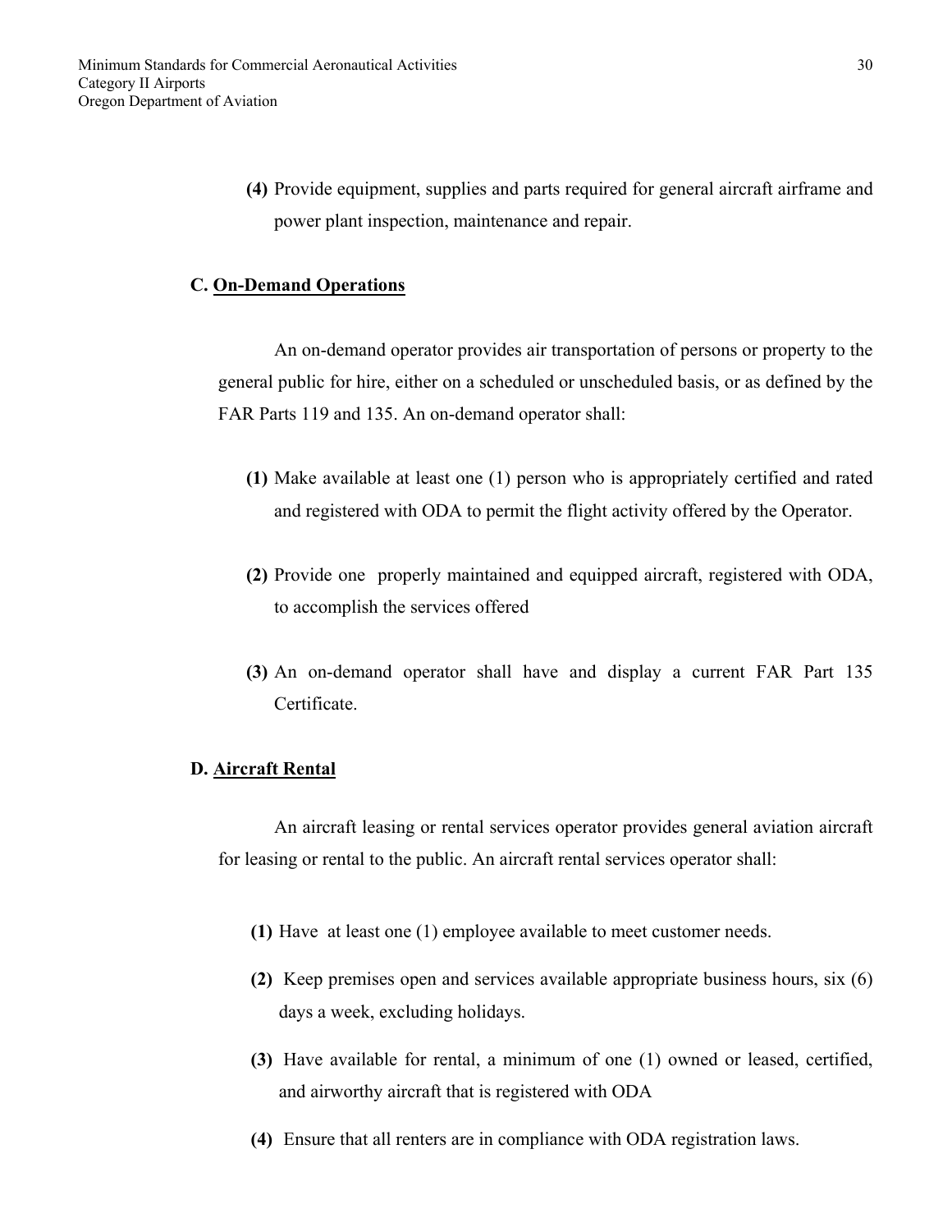**(4)** Provide equipment, supplies and parts required for general aircraft airframe and power plant inspection, maintenance and repair.

### C. On-Demand Operations

An on-demand operator provides air transportation of persons or property to the general public for hire, either on a scheduled or unscheduled basis, or as defined by the FAR Parts 119 and 135. An on-demand operator shall:

**(1)** Make available at least one (1) person who is appropriately certified and rated and registered with ODA to permit the flight activity offered by the Operator.

**(2)** Provide one properly maintained and equipped aircraft, registered with ODA, to accomplish the services offered

**(3)** An on-demand operator shall have and display a current FAR Part 135 Certificate.

### D. Aircraft Rental

An aircraft leasing or rental services operator provides general aviation aircraft for leasing or rental to the public. An aircraft rental services operator shall:

**(1)** Have at least one (1) employee available to meet customer needs.

**(2)** Keep premises open and services available appropriate business hours, six (6) days a week, excluding holidays.

**(3)** Have available for rental, a minimum of one (1) owned or leased, certified, and airworthy aircraft that is registered with ODA

**(4)** Ensure that all renters are in compliance with ODA registration laws.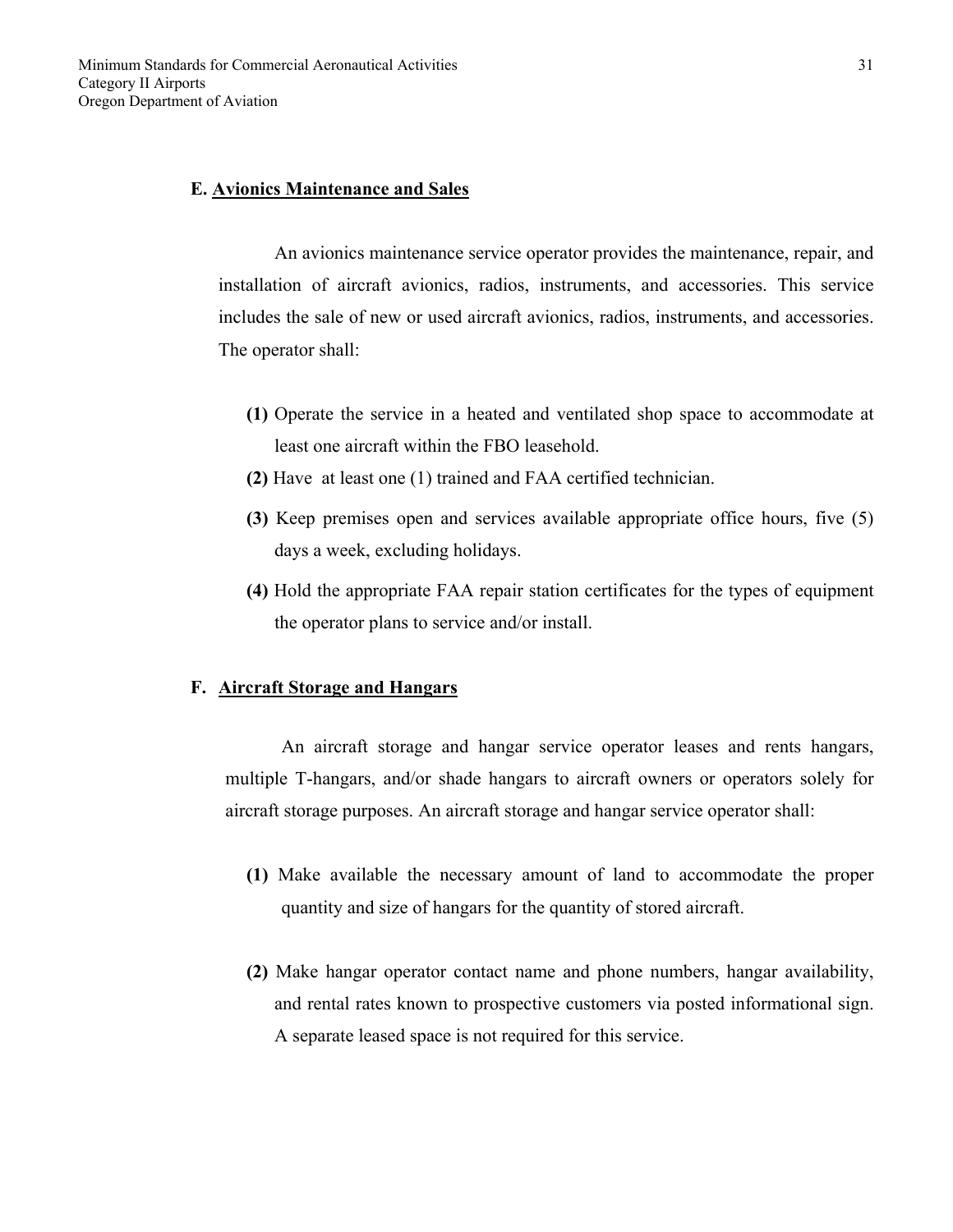### E. Avionics Maintenance and Sales

An avionics maintenance service operator provides the maintenance, repair, and installation of aircraft avionics, radios, instruments, and accessories. This service includes the sale of new or used aircraft avionics, radios, instruments, and accessories. The operator shall:

**(1)** Operate the service in a heated and ventilated shop space to accommodate at least one aircraft within the FBO leasehold.

**(2)** Have at least one (1) trained and FAA certified technician.

**(3)** Keep premises open and services available appropriate office hours, five (5) days a week, excluding holidays.

**(4)** Hold the appropriate FAA repair station certificates for the types of equipment the operator plans to service and/or install.

### F. Aircraft Storage and Hangars

An aircraft storage and hangar service operator leases and rents hangars, multiple T-hangars, and/or shade hangars to aircraft owners or operators solely for aircraft storage purposes. An aircraft storage and hangar service operator shall:

**(1)** Make available the necessary amount of land to accommodate the proper quantity and size of hangars for the quantity of stored aircraft.

**(2)** Make hangar operator contact name and phone numbers, hangar availability, and rental rates known to prospective customers via posted informational sign. A separate leased space is not required for this service.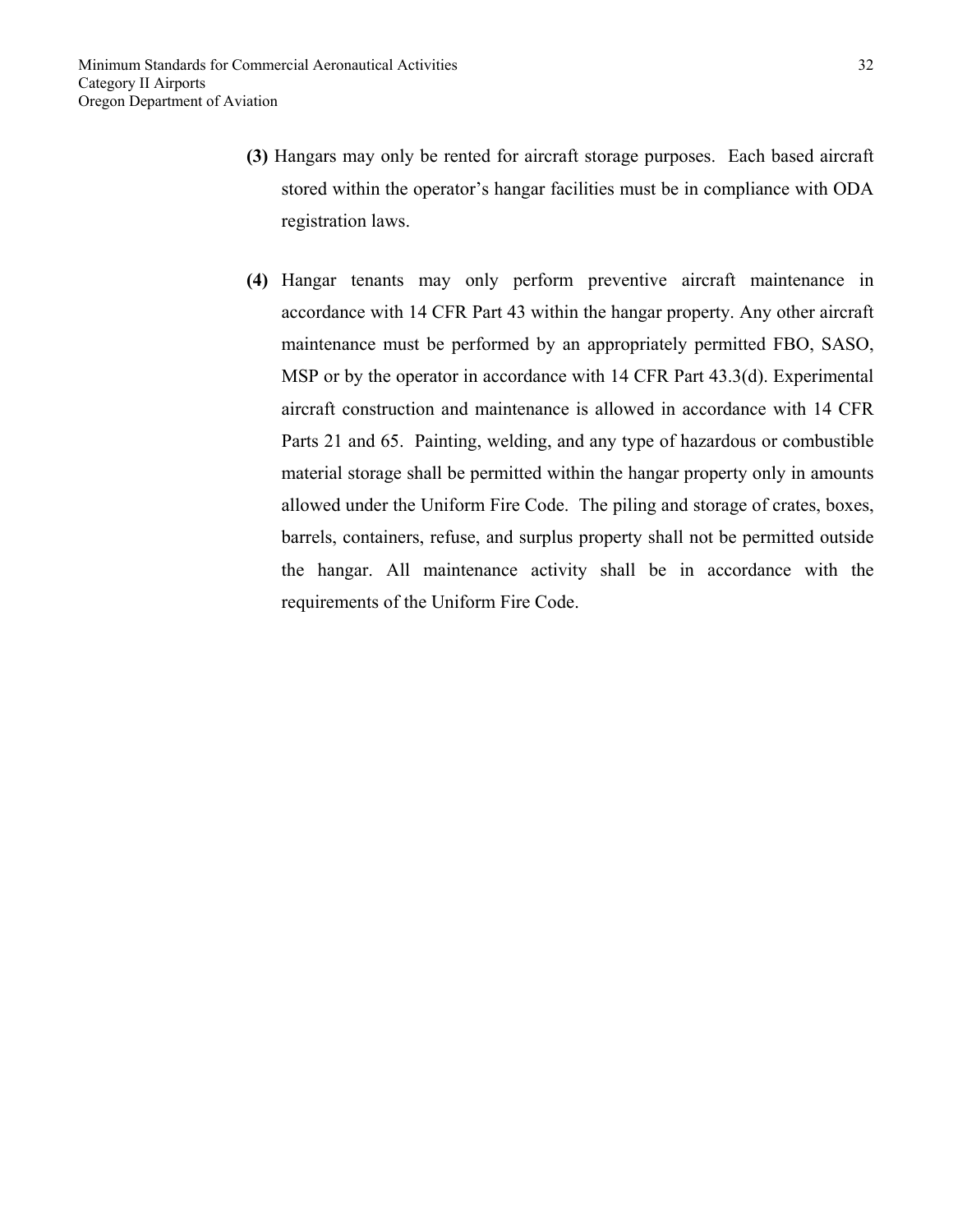**(3)** Hangars may only be rented for aircraft storage purposes. Each based aircraft stored within the operator's hangar facilities must be in compliance with ODA registration laws.

**(4)** Hangar tenants may only perform preventive aircraft maintenance in accordance with 14 CFR Part 43 within the hangar property. Any other aircraft maintenance must be performed by an appropriately permitted FBO, SASO, MSP or by the operator in accordance with 14 CFR Part 43.3(d). Experimental aircraft construction and maintenance is allowed in accordance with 14 CFR Parts 21 and 65. Painting, welding, and any type of hazardous or combustible material storage shall be permitted within the hangar property only in amounts allowed under the Uniform Fire Code. The piling and storage of crates, boxes, barrels, containers, refuse, and surplus property shall not be permitted outside the hangar. All maintenance activity shall be in accordance with the requirements of the Uniform Fire Code.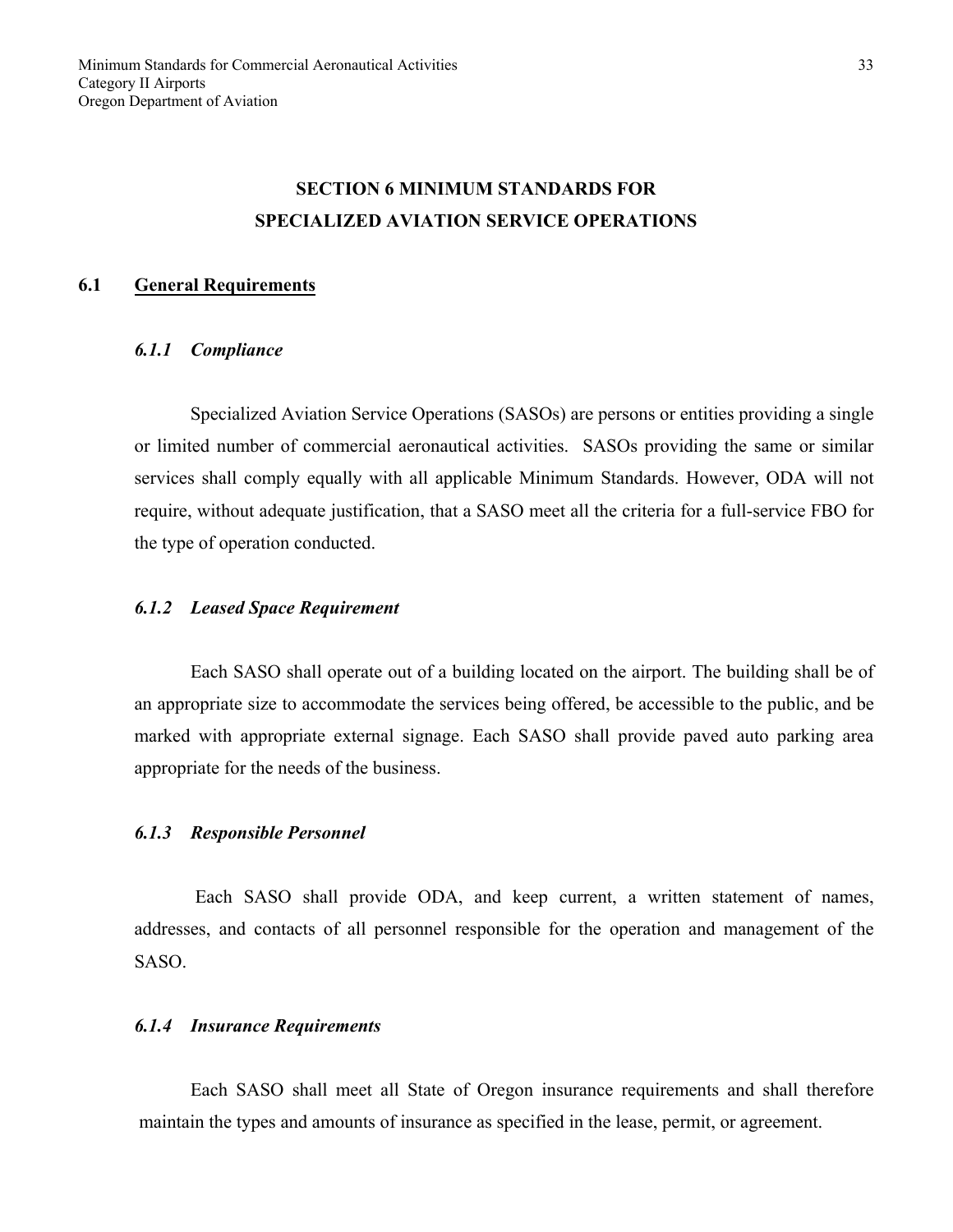# SECTION 6 MINIMUM STANDARDS FOR SPECIALIZED AVIATION SERVICE OPERATIONS

## 6.1 General Requirements

### *6.1.1 Compliance*

Specialized Aviation Service Operations (SASOs) are persons or entities providing a single or limited number of commercial aeronautical activities. SASOs providing the same or similar services shall comply equally with all applicable Minimum Standards. However, ODA will not require, without adequate justification, that a SASO meet all the criteria for a full-service FBO for the type of operation conducted.

### *6.1.2 Leased Space Requirement*

Each SASO shall operate out of a building located on the airport. The building shall be of an appropriate size to accommodate the services being offered, be accessible to the public, and be marked with appropriate external signage. Each SASO shall provide paved auto parking area appropriate for the needs of the business.

### *6.1.3 Responsible Personnel*

Each SASO shall provide ODA, and keep current, a written statement of names, addresses, and contacts of all personnel responsible for the operation and management of the SASO.

### *6.1.4 Insurance Requirements*

Each SASO shall meet all State of Oregon insurance requirements and shall therefore maintain the types and amounts of insurance as specified in the lease, permit, or agreement.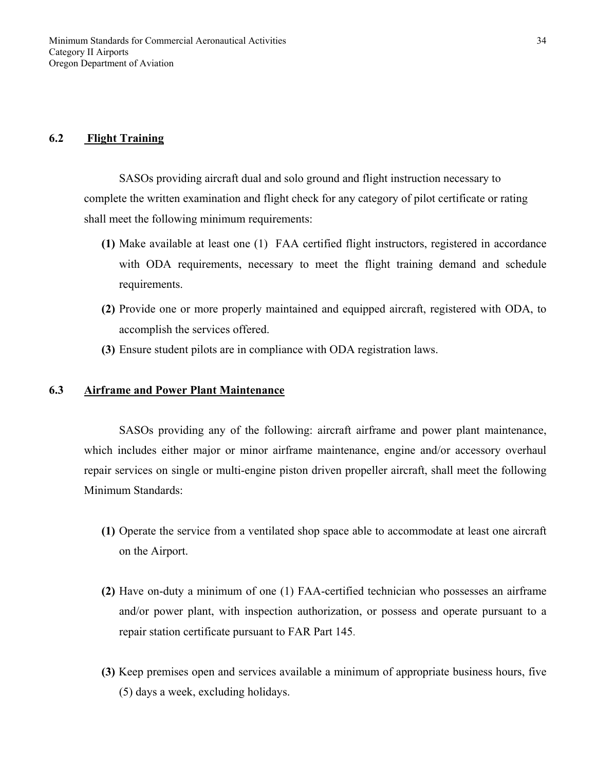## 6.2 Flight Training

SASOs providing aircraft dual and solo ground and flight instruction necessary to complete the written examination and flight check for any category of pilot certificate or rating shall meet the following minimum requirements:

**(1)** Make available at least one (1) FAA certified flight instructors, registered in accordance with ODA requirements, necessary to meet the flight training demand and schedule requirements.

**(2)** Provide one or more properly maintained and equipped aircraft, registered with ODA, to accomplish the services offered.

**(3)** Ensure student pilots are in compliance with ODA registration laws.

## 6.3 Airframe and Power Plant Maintenance

SASOs providing any of the following: aircraft airframe and power plant maintenance, which includes either major or minor airframe maintenance, engine and/or accessory overhaul repair services on single or multi-engine piston driven propeller aircraft, shall meet the following Minimum Standards:

**(1)** Operate the service from a ventilated shop space able to accommodate at least one aircraft on the Airport.

**(2)** Have on-duty a minimum of one (1) FAA-certified technician who possesses an airframe and/or power plant, with inspection authorization, or possess and operate pursuant to a repair station certificate pursuant to FAR Part 145.

**(3)** Keep premises open and services available a minimum of appropriate business hours, five (5) days a week, excluding holidays.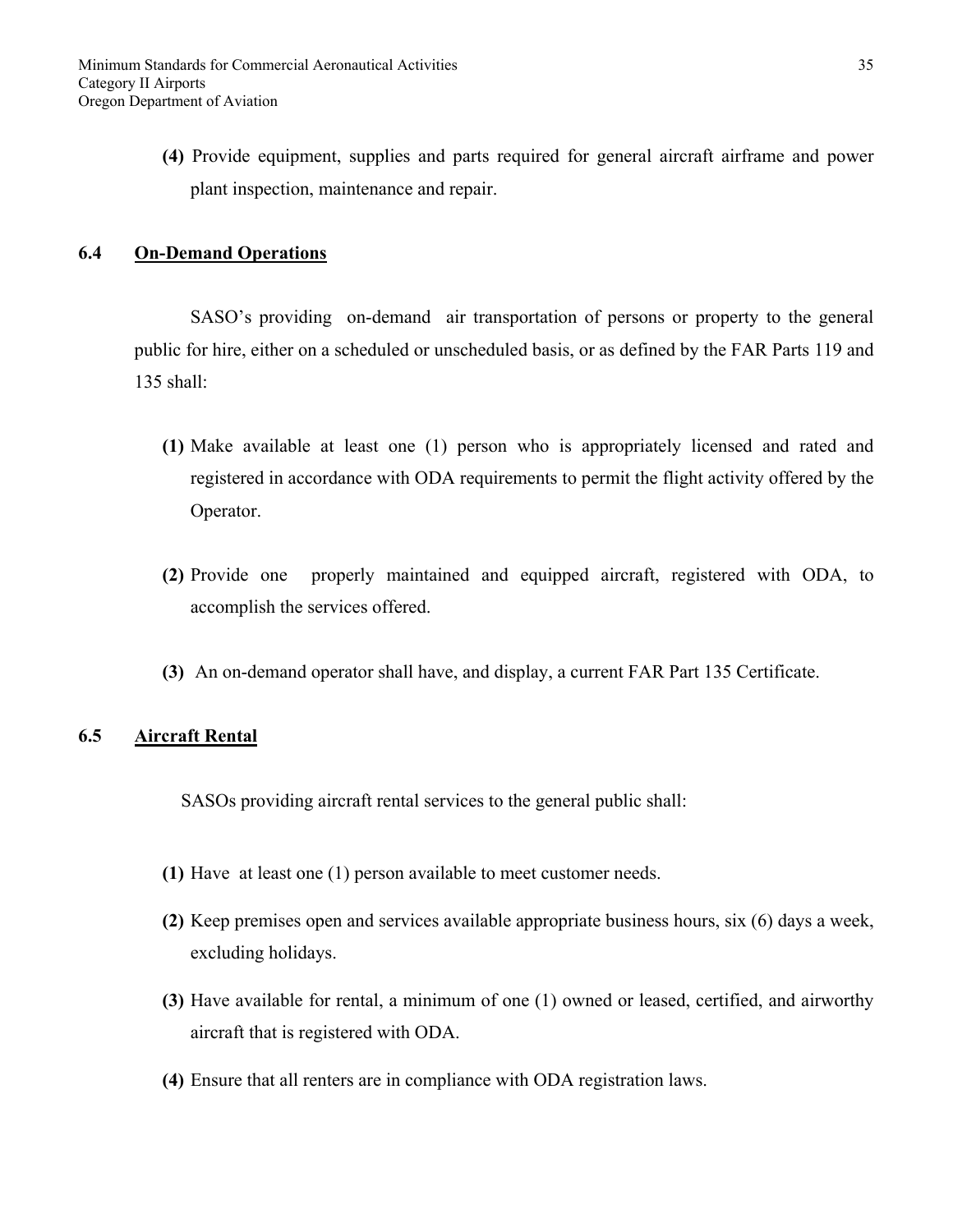**(4)** Provide equipment, supplies and parts required for general aircraft airframe and power plant inspection, maintenance and repair.

## 6.4 On-Demand Operations

SASO's providing on-demand air transportation of persons or property to the general public for hire, either on a scheduled or unscheduled basis, or as defined by the FAR Parts 119 and 135 shall:

**(1)** Make available at least one (1) person who is appropriately licensed and rated and registered in accordance with ODA requirements to permit the flight activity offered by the Operator.

**(2)** Provide one properly maintained and equipped aircraft, registered with ODA, to accomplish the services offered.

**(3)** An on-demand operator shall have, and display, a current FAR Part 135 Certificate.

## 6.5 Aircraft Rental

SASOs providing aircraft rental services to the general public shall:

**(1)** Have at least one (1) person available to meet customer needs.

**(2)** Keep premises open and services available appropriate business hours, six (6) days a week, excluding holidays.

**(3)** Have available for rental, a minimum of one (1) owned or leased, certified, and airworthy aircraft that is registered with ODA.

**(4)** Ensure that all renters are in compliance with ODA registration laws.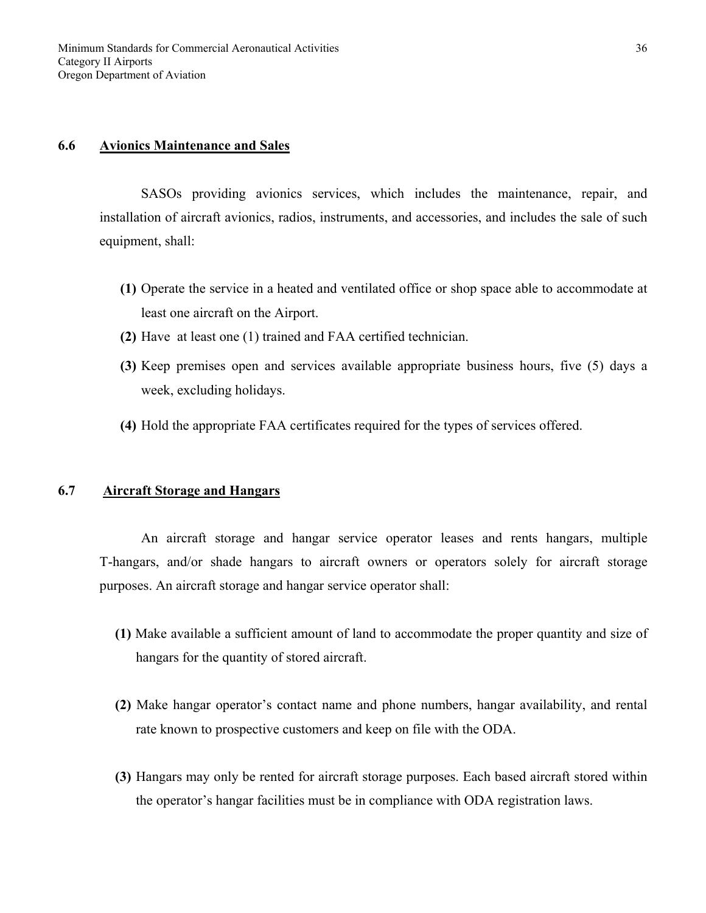### 6.6 Avionics Maintenance and Sales

SASOs providing avionics services, which includes the maintenance, repair, and installation of aircraft avionics, radios, instruments, and accessories, and includes the sale of such equipment, shall:

**(1)** Operate the service in a heated and ventilated office or shop space able to accommodate at least one aircraft on the Airport.

**(2)** Have at least one (1) trained and FAA certified technician.

**(3)** Keep premises open and services available appropriate business hours, five (5) days a week, excluding holidays.

**(4)** Hold the appropriate FAA certificates required for the types of services offered.

### 6.7 Aircraft Storage and Hangars

An aircraft storage and hangar service operator leases and rents hangars, multiple T-hangars, and/or shade hangars to aircraft owners or operators solely for aircraft storage purposes. An aircraft storage and hangar service operator shall:

**(1)** Make available a sufficient amount of land to accommodate the proper quantity and size of hangars for the quantity of stored aircraft.

**(2)** Make hangar operator's contact name and phone numbers, hangar availability, and rental rate known to prospective customers and keep on file with the ODA.

**(3)** Hangars may only be rented for aircraft storage purposes. Each based aircraft stored within the operator's hangar facilities must be in compliance with ODA registration laws.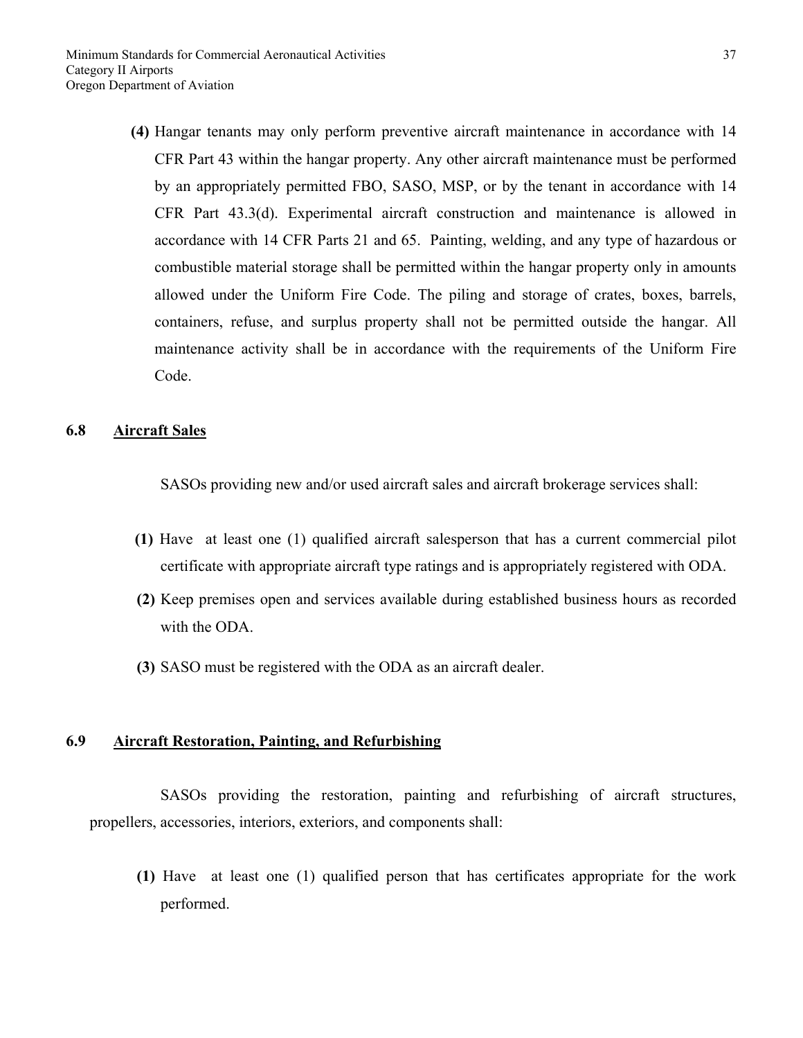**(4)** Hangar tenants may only perform preventive aircraft maintenance in accordance with 14 CFR Part 43 within the hangar property. Any other aircraft maintenance must be performed by an appropriately permitted FBO, SASO, MSP, or by the tenant in accordance with 14 CFR Part 43.3(d). Experimental aircraft construction and maintenance is allowed in accordance with 14 CFR Parts 21 and 65. Painting, welding, and any type of hazardous or combustible material storage shall be permitted within the hangar property only in amounts allowed under the Uniform Fire Code. The piling and storage of crates, boxes, barrels, containers, refuse, and surplus property shall not be permitted outside the hangar. All maintenance activity shall be in accordance with the requirements of the Uniform Fire Code.

## 6.8 Aircraft Sales

SASOs providing new and/or used aircraft sales and aircraft brokerage services shall:

**(1)** Have at least one (1) qualified aircraft salesperson that has a current commercial pilot certificate with appropriate aircraft type ratings and is appropriately registered with ODA.

**(2)** Keep premises open and services available during established business hours as recorded with the ODA.

**(3)** SASO must be registered with the ODA as an aircraft dealer.

## 6.9 Aircraft Restoration, Painting, and Refurbishing

SASOs providing the restoration, painting and refurbishing of aircraft structures, propellers, accessories, interiors, exteriors, and components shall:

**(1)** Have at least one (1) qualified person that has certificates appropriate for the work performed.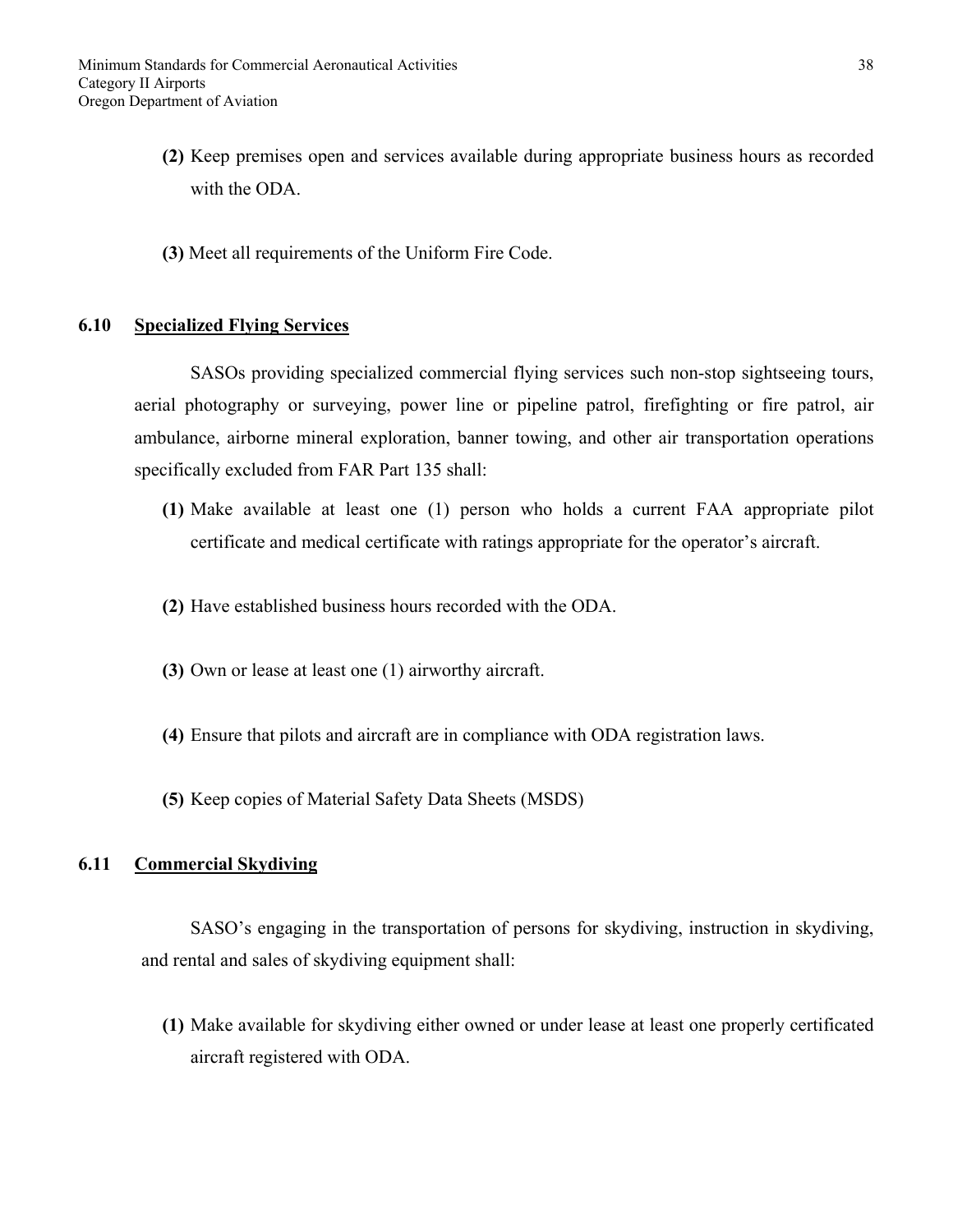**(2)** Keep premises open and services available during appropriate business hours as recorded with the ODA.

**(3)** Meet all requirements of the Uniform Fire Code.

### 6.10 Specialized Flying Services

SASOs providing specialized commercial flying services such non-stop sightseeing tours, aerial photography or surveying, power line or pipeline patrol, firefighting or fire patrol, air ambulance, airborne mineral exploration, banner towing, and other air transportation operations specifically excluded from FAR Part 135 shall:

**(1)** Make available at least one (1) person who holds a current FAA appropriate pilot certificate and medical certificate with ratings appropriate for the operator's aircraft.

**(2)** Have established business hours recorded with the ODA.

**(3)** Own or lease at least one (1) airworthy aircraft.

**(4)** Ensure that pilots and aircraft are in compliance with ODA registration laws.

**(5)** Keep copies of Material Safety Data Sheets (MSDS)

### 6.11 Commercial Skydiving

SASO's engaging in the transportation of persons for skydiving, instruction in skydiving, and rental and sales of skydiving equipment shall:

**(1)** Make available for skydiving either owned or under lease at least one properly certificated aircraft registered with ODA.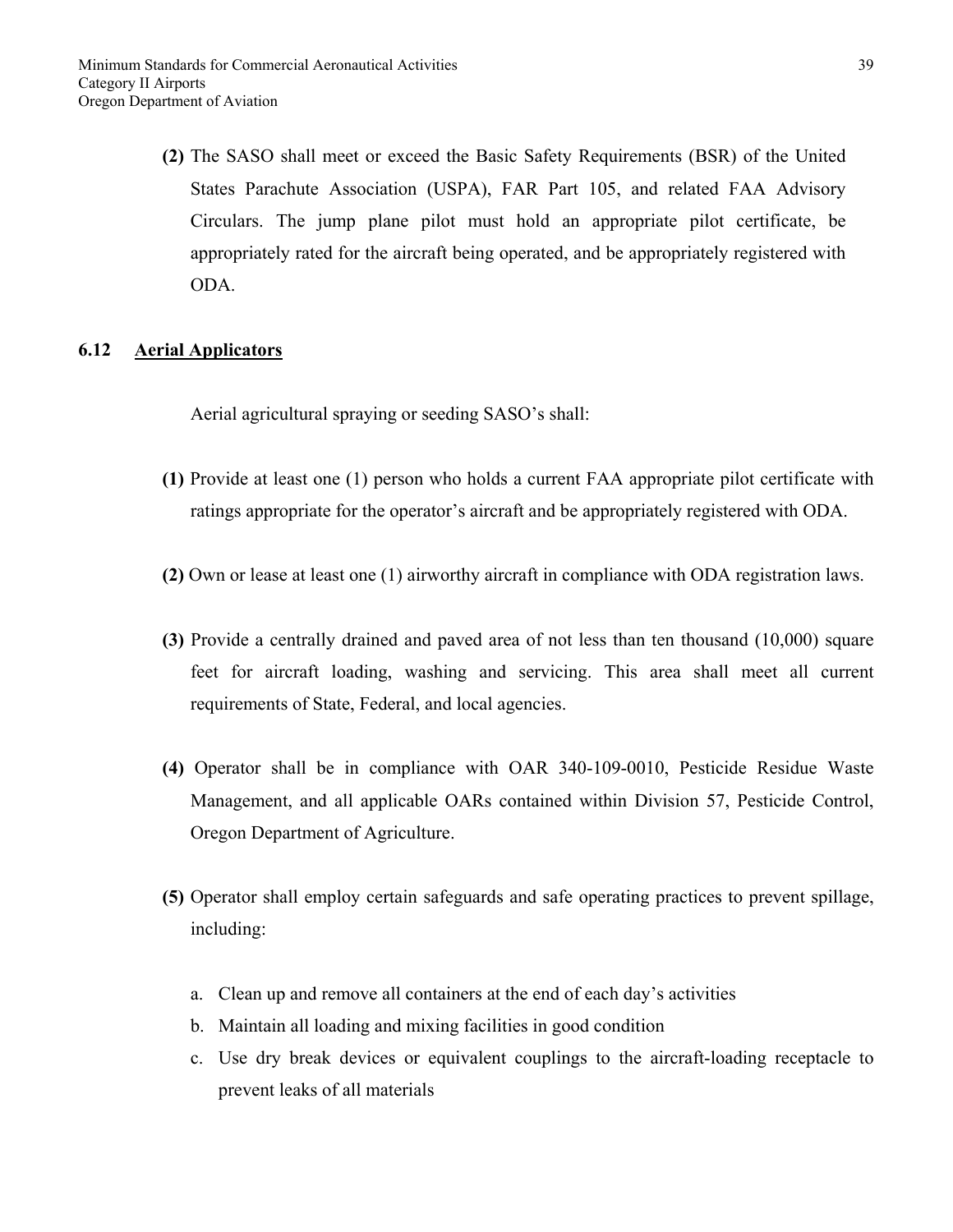**(2)** The SASO shall meet or exceed the Basic Safety Requirements (BSR) of the United States Parachute Association (USPA), FAR Part 105, and related FAA Advisory Circulars. The jump plane pilot must hold an appropriate pilot certificate, be appropriately rated for the aircraft being operated, and be appropriately registered with ODA.

## 6.12 Aerial Applicators

Aerial agricultural spraying or seeding SASO's shall:

**(1)** Provide at least one (1) person who holds a current FAA appropriate pilot certificate with ratings appropriate for the operator's aircraft and be appropriately registered with ODA.

**(2)** Own or lease at least one (1) airworthy aircraft in compliance with ODA registration laws.

**(3)** Provide a centrally drained and paved area of not less than ten thousand (10,000) square feet for aircraft loading, washing and servicing. This area shall meet all current requirements of State, Federal, and local agencies.

**(4)** Operator shall be in compliance with OAR 340-109-0010, Pesticide Residue Waste Management, and all applicable OARs contained within Division 57, Pesticide Control, Oregon Department of Agriculture.

**(5)** Operator shall employ certain safeguards and safe operating practices to prevent spillage, including:

a. Clean up and remove all containers at the end of each day's activities
b. Maintain all loading and mixing facilities in good condition
c. Use dry break devices or equivalent couplings to the aircraft-loading receptacle to prevent leaks of all materials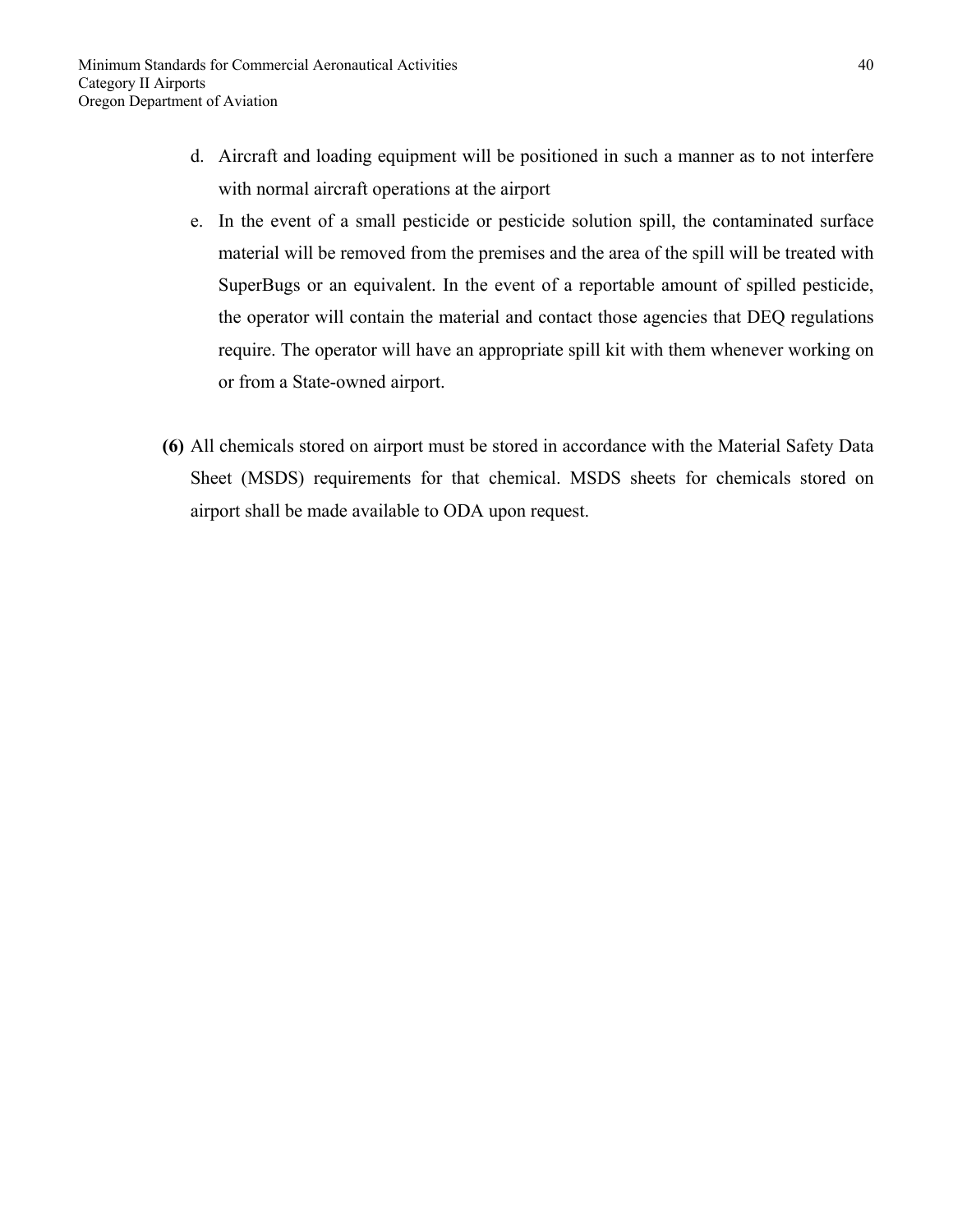d. Aircraft and loading equipment will be positioned in such a manner as to not interfere with normal aircraft operations at the airport
e. In the event of a small pesticide or pesticide solution spill, the contaminated surface material will be removed from the premises and the area of the spill will be treated with SuperBugs or an equivalent. In the event of a reportable amount of spilled pesticide, the operator will contain the material and contact those agencies that DEQ regulations require. The operator will have an appropriate spill kit with them whenever working on or from a State-owned airport.

**(6)** All chemicals stored on airport must be stored in accordance with the Material Safety Data Sheet (MSDS) requirements for that chemical. MSDS sheets for chemicals stored on airport shall be made available to ODA upon request.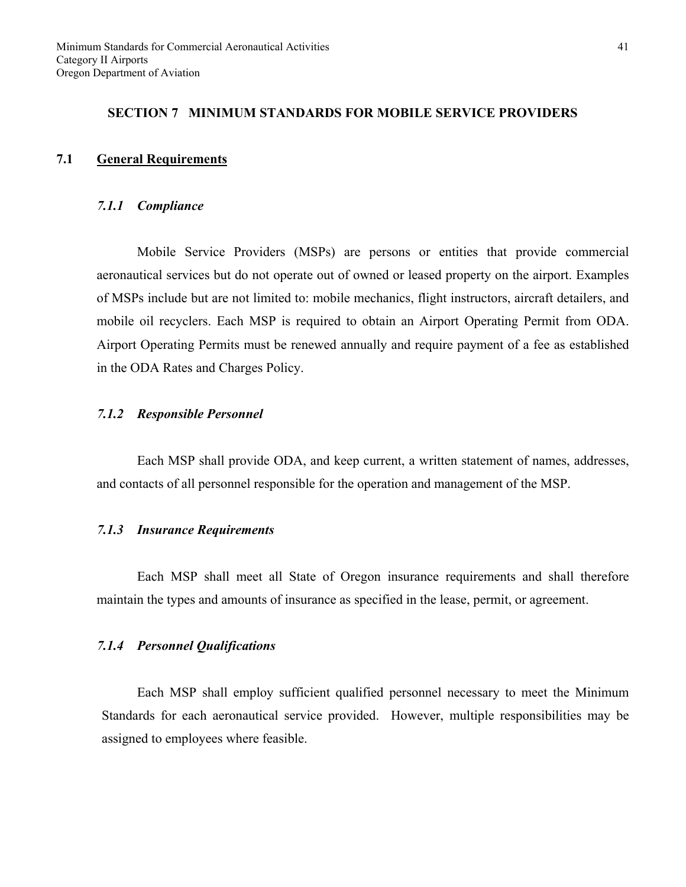## SECTION 7 MINIMUM STANDARDS FOR MOBILE SERVICE PROVIDERS

### 7.1 General Requirements

#### *7.1.1 Compliance*

Mobile Service Providers (MSPs) are persons or entities that provide commercial aeronautical services but do not operate out of owned or leased property on the airport. Examples of MSPs include but are not limited to: mobile mechanics, flight instructors, aircraft detailers, and mobile oil recyclers. Each MSP is required to obtain an Airport Operating Permit from ODA. Airport Operating Permits must be renewed annually and require payment of a fee as established in the ODA Rates and Charges Policy.

#### *7.1.2 Responsible Personnel*

Each MSP shall provide ODA, and keep current, a written statement of names, addresses, and contacts of all personnel responsible for the operation and management of the MSP.

#### *7.1.3 Insurance Requirements*

Each MSP shall meet all State of Oregon insurance requirements and shall therefore maintain the types and amounts of insurance as specified in the lease, permit, or agreement.

#### *7.1.4 Personnel Qualifications*

Each MSP shall employ sufficient qualified personnel necessary to meet the Minimum Standards for each aeronautical service provided. However, multiple responsibilities may be assigned to employees where feasible.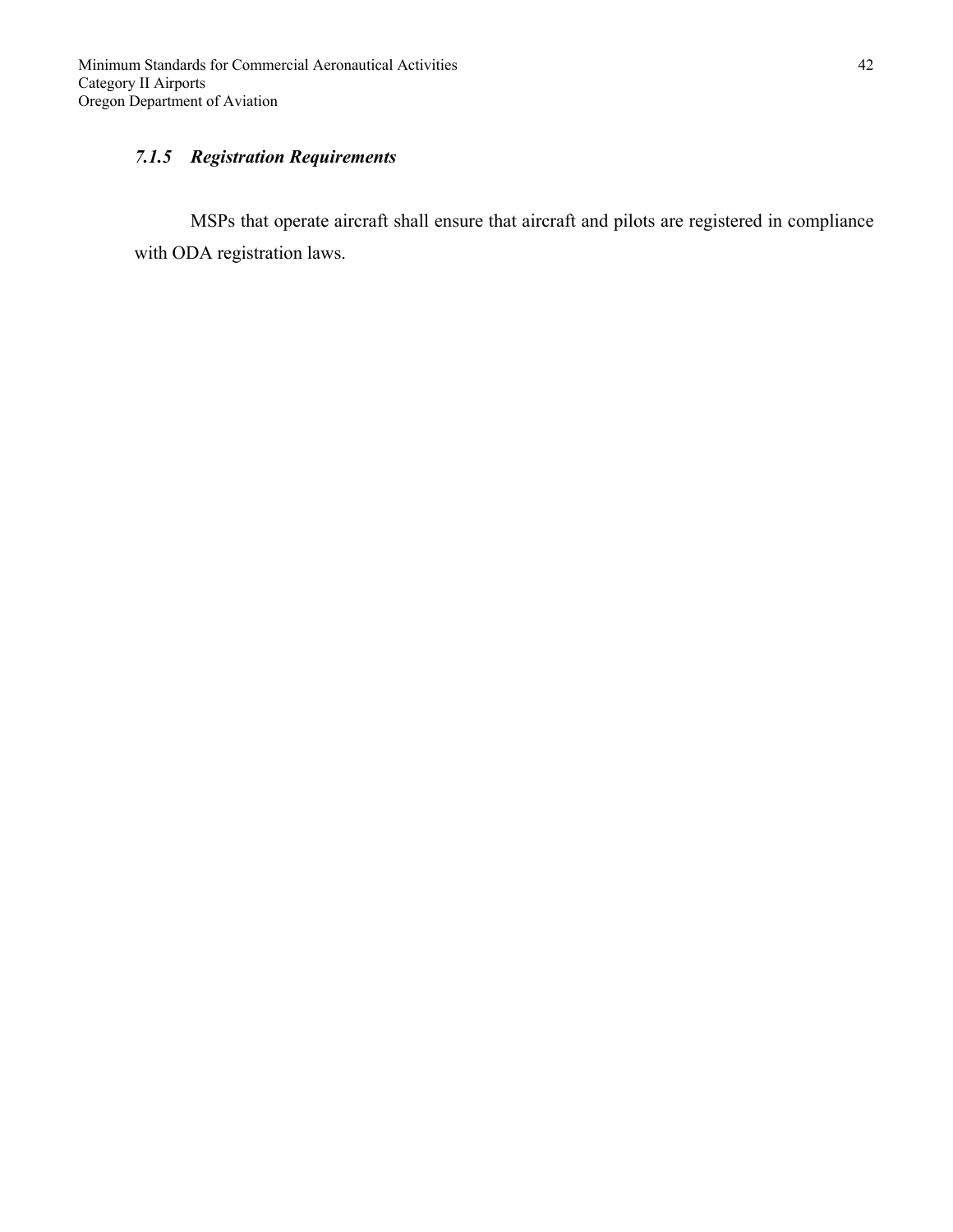### *7.1.5 Registration Requirements*

MSPs that operate aircraft shall ensure that aircraft and pilots are registered in compliance with ODA registration laws.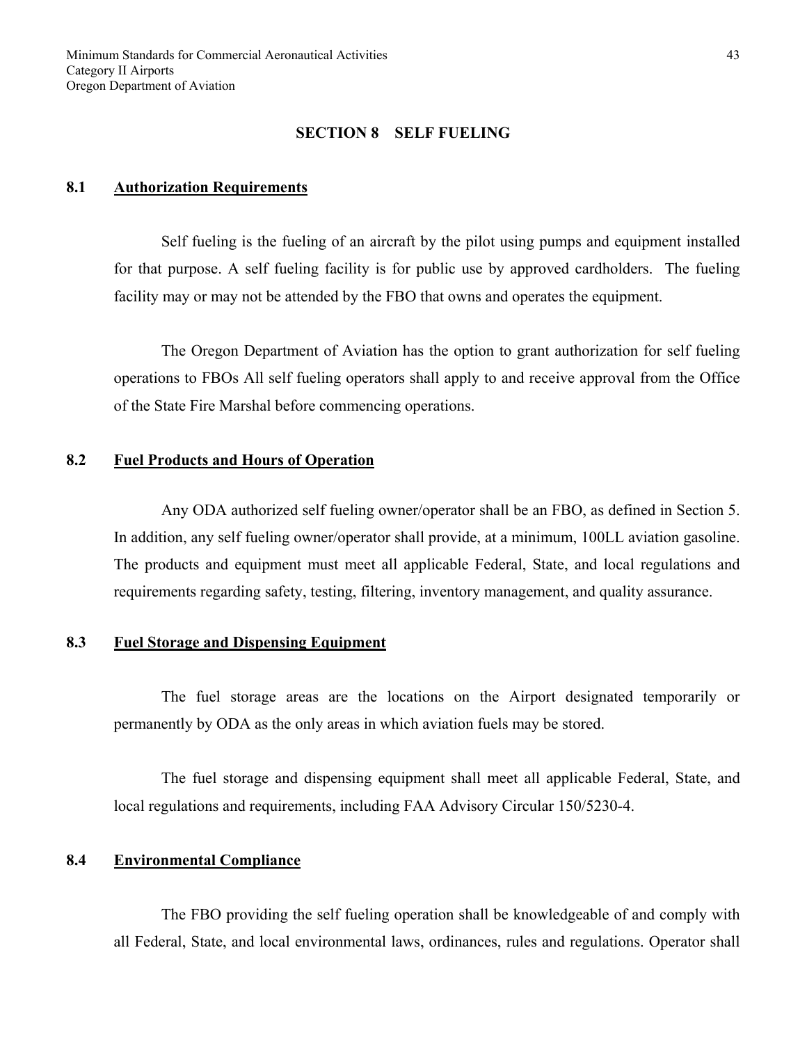## SECTION 8 SELF FUELING

### 8.1 Authorization Requirements

Self fueling is the fueling of an aircraft by the pilot using pumps and equipment installed for that purpose. A self fueling facility is for public use by approved cardholders. The fueling facility may or may not be attended by the FBO that owns and operates the equipment.

The Oregon Department of Aviation has the option to grant authorization for self fueling operations to FBOs All self fueling operators shall apply to and receive approval from the Office of the State Fire Marshal before commencing operations.

### 8.2 Fuel Products and Hours of Operation

Any ODA authorized self fueling owner/operator shall be an FBO, as defined in Section 5. In addition, any self fueling owner/operator shall provide, at a minimum, 100LL aviation gasoline. The products and equipment must meet all applicable Federal, State, and local regulations and requirements regarding safety, testing, filtering, inventory management, and quality assurance.

### 8.3 Fuel Storage and Dispensing Equipment

The fuel storage areas are the locations on the Airport designated temporarily or permanently by ODA as the only areas in which aviation fuels may be stored.

The fuel storage and dispensing equipment shall meet all applicable Federal, State, and local regulations and requirements, including FAA Advisory Circular 150/5230-4.

### 8.4 Environmental Compliance

The FBO providing the self fueling operation shall be knowledgeable of and comply with all Federal, State, and local environmental laws, ordinances, rules and regulations. Operator shall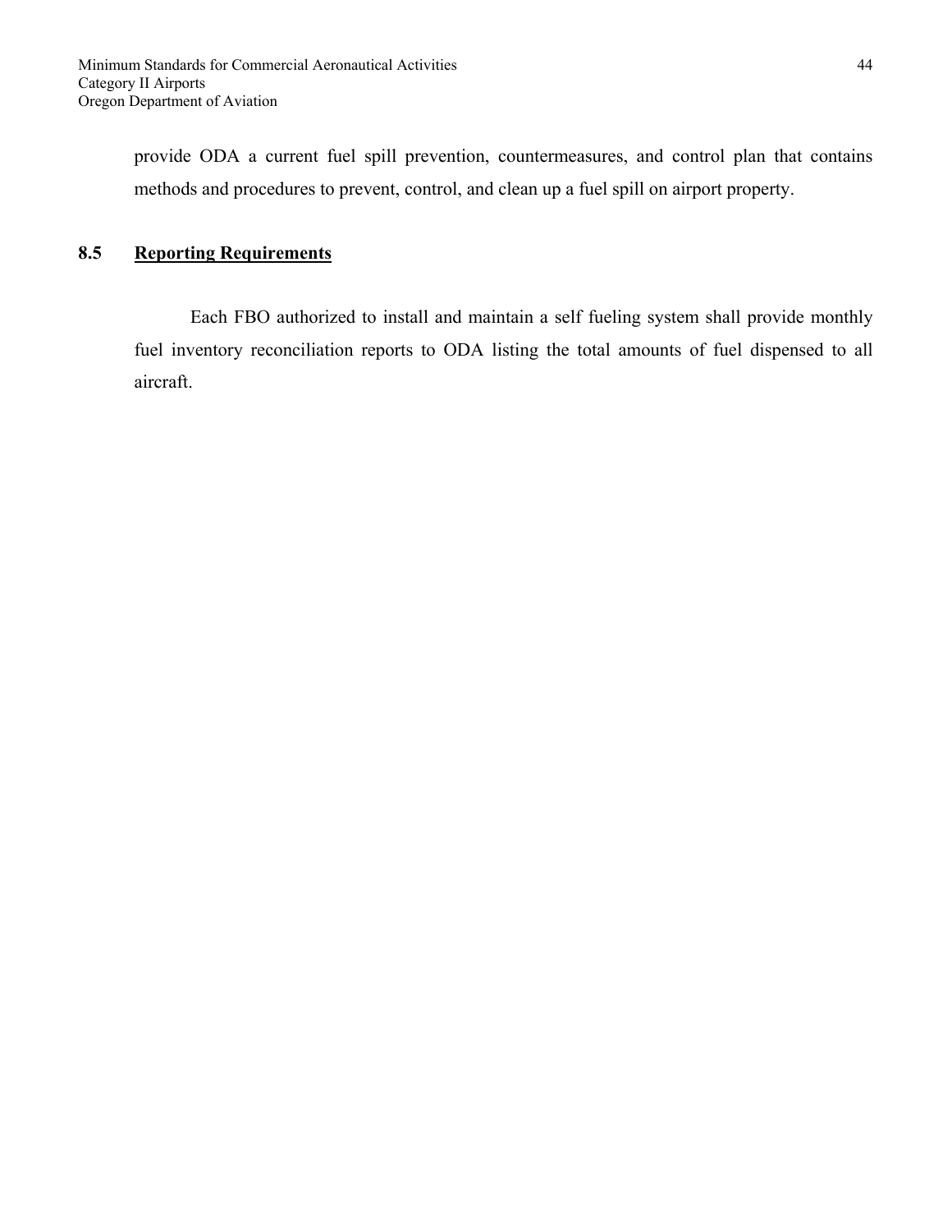provide ODA a current fuel spill prevention, countermeasures, and control plan that contains methods and procedures to prevent, control, and clean up a fuel spill on airport property.

## 8.5 Reporting Requirements

Each FBO authorized to install and maintain a self fueling system shall provide monthly fuel inventory reconciliation reports to ODA listing the total amounts of fuel dispensed to all aircraft.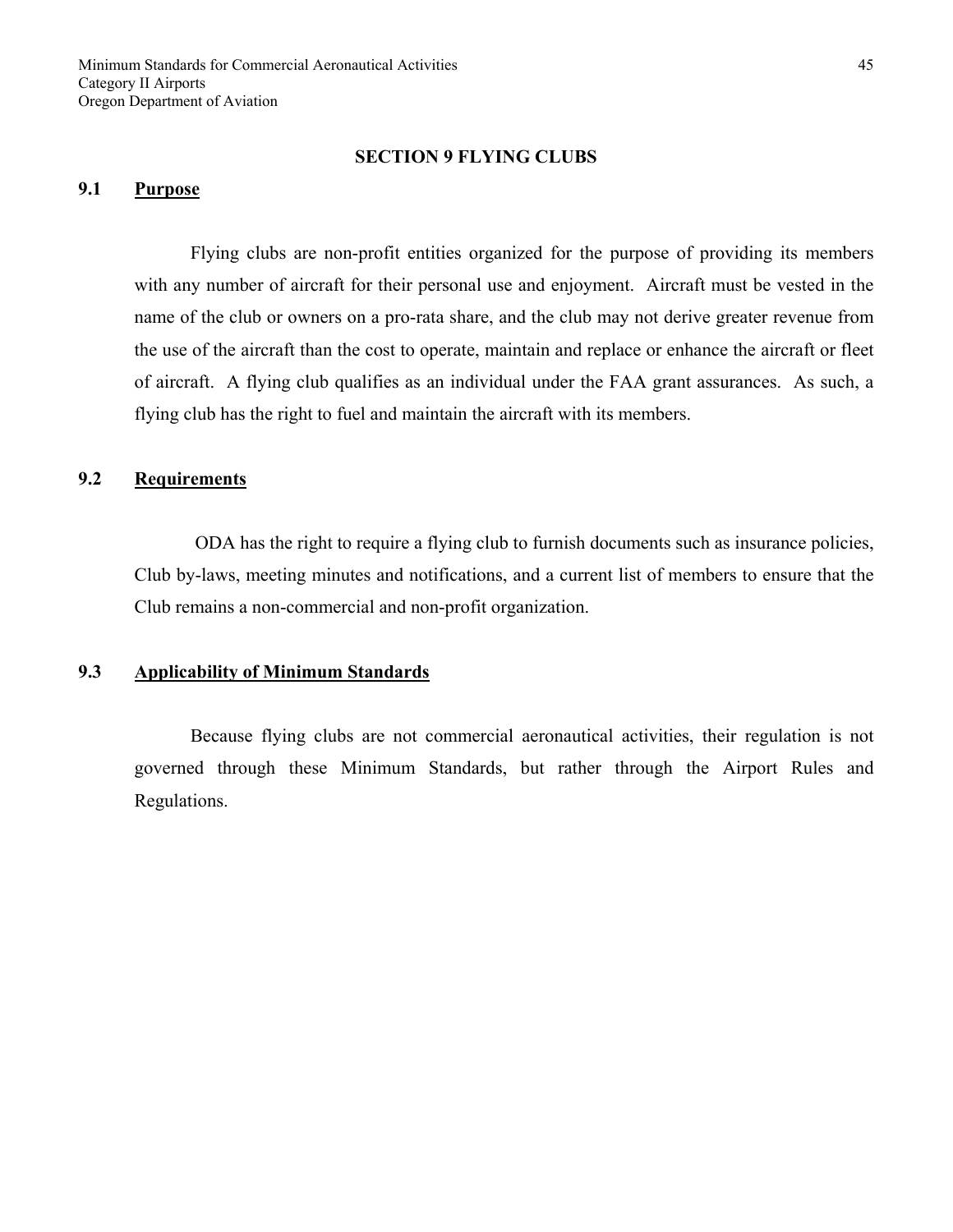## SECTION 9 FLYING CLUBS

### 9.1 Purpose

Flying clubs are non-profit entities organized for the purpose of providing its members with any number of aircraft for their personal use and enjoyment. Aircraft must be vested in the name of the club or owners on a pro-rata share, and the club may not derive greater revenue from the use of the aircraft than the cost to operate, maintain and replace or enhance the aircraft or fleet of aircraft. A flying club qualifies as an individual under the FAA grant assurances. As such, a flying club has the right to fuel and maintain the aircraft with its members.

### 9.2 Requirements

ODA has the right to require a flying club to furnish documents such as insurance policies, Club by-laws, meeting minutes and notifications, and a current list of members to ensure that the Club remains a non-commercial and non-profit organization.

### 9.3 Applicability of Minimum Standards

Because flying clubs are not commercial aeronautical activities, their regulation is not governed through these Minimum Standards, but rather through the Airport Rules and Regulations.